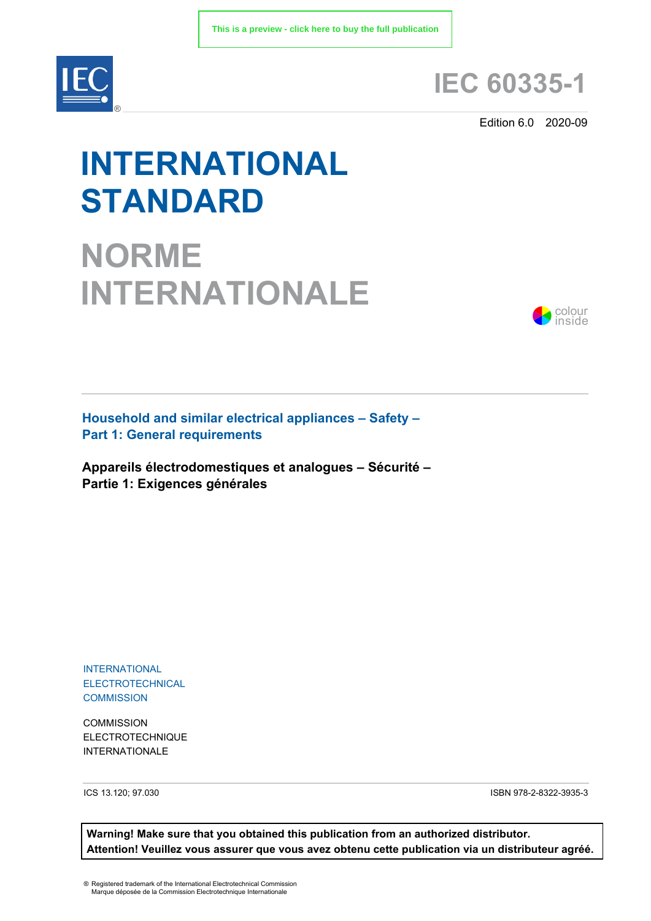This is a preview - click here to buy the full publication

# IEC 60335-1

Edition 6.0 2020-09

# INTERNATIONAL STANDARD

# NORME INTERNATIONALE

colour inside

## Household and similar electrical appliances – Safety – Part 1: General requirements

## Appareils électrodomestiques et analogues – Sécurité – Partie 1: Exigences générales

INTERNATIONAL ELECTROTECHNICAL COMMISSION

COMMISSION ELECTROTECHNIQUE INTERNATIONALE

ICS 13.120; 97.030

ISBN 978-2-8322-3935-3

**Warning! Make sure that you obtained this publication from an authorized distributor.**
**Attention! Veuillez vous assurer que vous avez obtenu cette publication via un distributeur agréé.**

® Registered trademark of the International Electrotechnical Commission
Marque déposée de la Commission Electrotechnique Internationale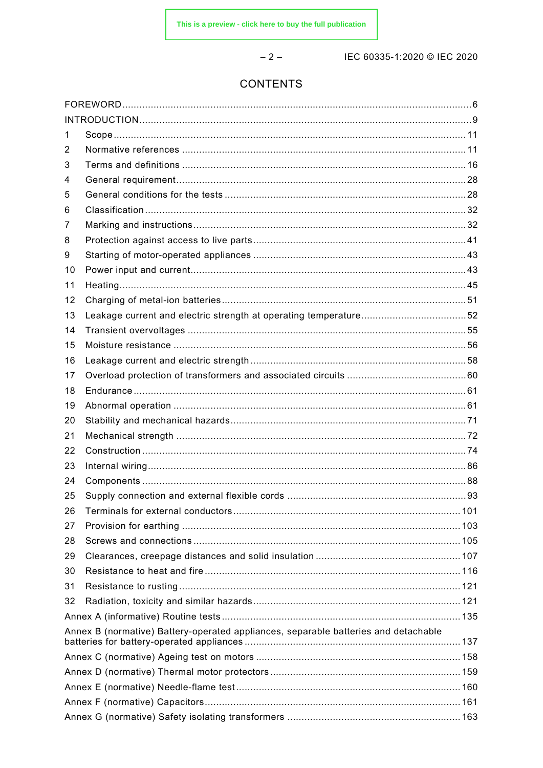# CONTENTS

FOREWORD ... 6
INTRODUCTION ... 9
1 Scope ... 11
2 Normative references ... 11
3 Terms and definitions ... 16
4 General requirement ... 28
5 General conditions for the tests ... 28
6 Classification ... 32
7 Marking and instructions ... 32
8 Protection against access to live parts ... 41
9 Starting of motor-operated appliances ... 43
10 Power input and current ... 43
11 Heating ... 45
12 Charging of metal-ion batteries ... 51
13 Leakage current and electric strength at operating temperature ... 52
14 Transient overvoltages ... 55
15 Moisture resistance ... 56
16 Leakage current and electric strength ... 58
17 Overload protection of transformers and associated circuits ... 60
18 Endurance ... 61
19 Abnormal operation ... 61
20 Stability and mechanical hazards ... 71
21 Mechanical strength ... 72
22 Construction ... 74
23 Internal wiring ... 86
24 Components ... 88
25 Supply connection and external flexible cords ... 93
26 Terminals for external conductors ... 101
27 Provision for earthing ... 103
28 Screws and connections ... 105
29 Clearances, creepage distances and solid insulation ... 107
30 Resistance to heat and fire ... 116
31 Resistance to rusting ... 121
32 Radiation, toxicity and similar hazards ... 121
Annex A (informative) Routine tests ... 135
Annex B (normative) Battery-operated appliances, separable batteries and detachable batteries for battery-operated appliances ... 137
Annex C (normative) Ageing test on motors ... 158
Annex D (normative) Thermal motor protectors ... 159
Annex E (normative) Needle-flame test ... 160
Annex F (normative) Capacitors ... 161
Annex G (normative) Safety isolating transformers ... 163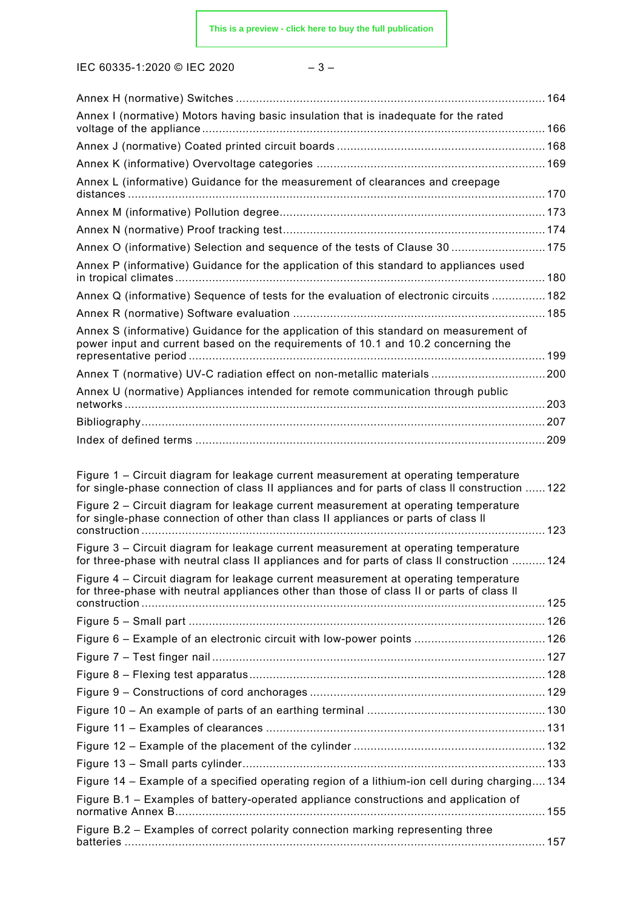Annex H (normative) Switches .......... 164

Annex I (normative) Motors having basic insulation that is inadequate for the rated voltage of the appliance .......... 166

Annex J (normative) Coated printed circuit boards .......... 168

Annex K (informative) Overvoltage categories .......... 169

Annex L (informative) Guidance for the measurement of clearances and creepage distances .......... 170

Annex M (informative) Pollution degree .......... 173

Annex N (normative) Proof tracking test .......... 174

Annex O (informative) Selection and sequence of the tests of Clause 30 .......... 175

Annex P (informative) Guidance for the application of this standard to appliances used in tropical climates .......... 180

Annex Q (informative) Sequence of tests for the evaluation of electronic circuits .......... 182

Annex R (normative) Software evaluation .......... 185

Annex S (informative) Guidance for the application of this standard on measurement of power input and current based on the requirements of 10.1 and 10.2 concerning the representative period .......... 199

Annex T (normative) UV-C radiation effect on non-metallic materials .......... 200

Annex U (normative) Appliances intended for remote communication through public networks .......... 203

Bibliography .......... 207

Index of defined terms .......... 209

Figure 1 – Circuit diagram for leakage current measurement at operating temperature for single-phase connection of class II appliances and for parts of class II construction .......... 122

Figure 2 – Circuit diagram for leakage current measurement at operating temperature for single-phase connection of other than class II appliances or parts of class II construction .......... 123

Figure 3 – Circuit diagram for leakage current measurement at operating temperature for three-phase with neutral class II appliances and for parts of class II construction .......... 124

Figure 4 – Circuit diagram for leakage current measurement at operating temperature for three-phase with neutral appliances other than those of class II or parts of class II construction .......... 125

Figure 5 – Small part .......... 126

Figure 6 – Example of an electronic circuit with low-power points .......... 126

Figure 7 – Test finger nail .......... 127

Figure 8 – Flexing test apparatus .......... 128

Figure 9 – Constructions of cord anchorages .......... 129

Figure 10 – An example of parts of an earthing terminal .......... 130

Figure 11 – Examples of clearances .......... 131

Figure 12 – Example of the placement of the cylinder .......... 132

Figure 13 – Small parts cylinder .......... 133

Figure 14 – Example of a specified operating region of a lithium-ion cell during charging .......... 134

Figure B.1 – Examples of battery-operated appliance constructions and application of normative Annex B .......... 155

Figure B.2 – Examples of correct polarity connection marking representing three batteries .......... 157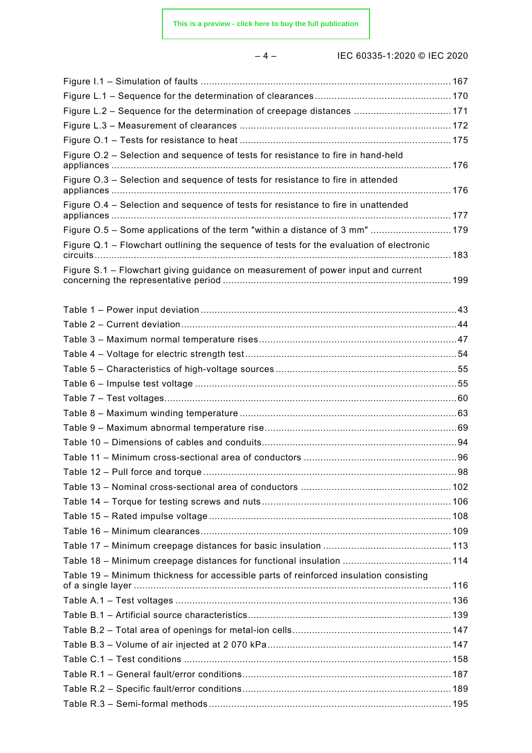Figure I.1 – Simulation of faults ........................................................................................ 167
Figure L.1 – Sequence for the determination of clearances ................................................ 170
Figure L.2 – Sequence for the determination of creepage distances .................................. 171
Figure L.3 – Measurement of clearances ........................................................................... 172
Figure O.1 – Tests for resistance to heat ........................................................................... 175
Figure O.2 – Selection and sequence of tests for resistance to fire in hand-held appliances ........................................................................................................................ 176
Figure O.3 – Selection and sequence of tests for resistance to fire in attended appliances ........................................................................................................................ 176
Figure O.4 – Selection and sequence of tests for resistance to fire in unattended appliances ........................................................................................................................ 177
Figure O.5 – Some applications of the term "within a distance of 3 mm" ............................ 179
Figure Q.1 – Flowchart outlining the sequence of tests for the evaluation of electronic circuits ............................................................................................................................... 183
Figure S.1 – Flowchart giving guidance on measurement of power input and current concerning the representative period ................................................................................ 199

Table 1 – Power input deviation .......................................................................................... 43
Table 2 – Current deviation .................................................................................................. 44
Table 3 – Maximum normal temperature rises ...................................................................... 47
Table 4 – Voltage for electric strength test ........................................................................... 54
Table 5 – Characteristics of high-voltage sources ................................................................ 55
Table 6 – Impulse test voltage ............................................................................................. 55
Table 7 – Test voltages ........................................................................................................ 60
Table 8 – Maximum winding temperature ............................................................................. 63
Table 9 – Maximum abnormal temperature rise .................................................................... 69
Table 10 – Dimensions of cables and conduits ..................................................................... 94
Table 11 – Minimum cross-sectional area of conductors ...................................................... 96
Table 12 – Pull force and torque .......................................................................................... 98
Table 13 – Nominal cross-sectional area of conductors ..................................................... 102
Table 14 – Torque for testing screws and nuts ................................................................... 106
Table 15 – Rated impulse voltage ...................................................................................... 108
Table 16 – Minimum clearances ......................................................................................... 109
Table 17 – Minimum creepage distances for basic insulation ............................................. 113
Table 18 – Minimum creepage distances for functional insulation ...................................... 114
Table 19 – Minimum thickness for accessible parts of reinforced insulation consisting of a single layer ................................................................................................................ 116
Table A.1 – Test voltages ................................................................................................. 136
Table B.1 – Artificial source characteristics ........................................................................ 139
Table B.2 – Total area of openings for metal-ion cells ......................................................... 147
Table B.3 – Volume of air injected at 2 070 kPa ................................................................. 147
Table C.1 – Test conditions ............................................................................................... 158
Table R.1 – General fault/error conditions .......................................................................... 187
Table R.2 – Specific fault/error conditions .......................................................................... 189
Table R.3 – Semi-formal methods ...................................................................................... 195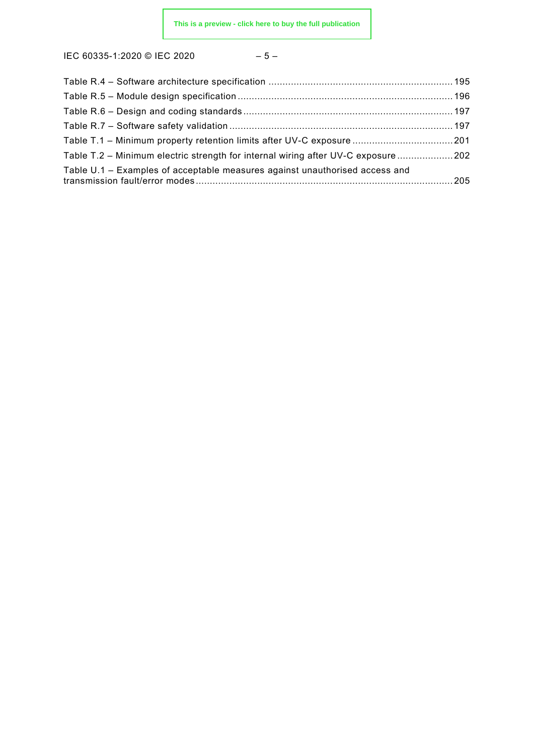Table R.4 – Software architecture specification ....................................................................195
Table R.5 – Module design specification ..............................................................................196
Table R.6 – Design and coding standards .............................................................................197
Table R.7 – Software safety validation ..................................................................................197
Table T.1 – Minimum property retention limits after UV-C exposure .....................................201
Table T.2 – Minimum electric strength for internal wiring after UV-C exposure ....................202
Table U.1 – Examples of acceptable measures against unauthorised access and transmission fault/error modes ..............................................................................................205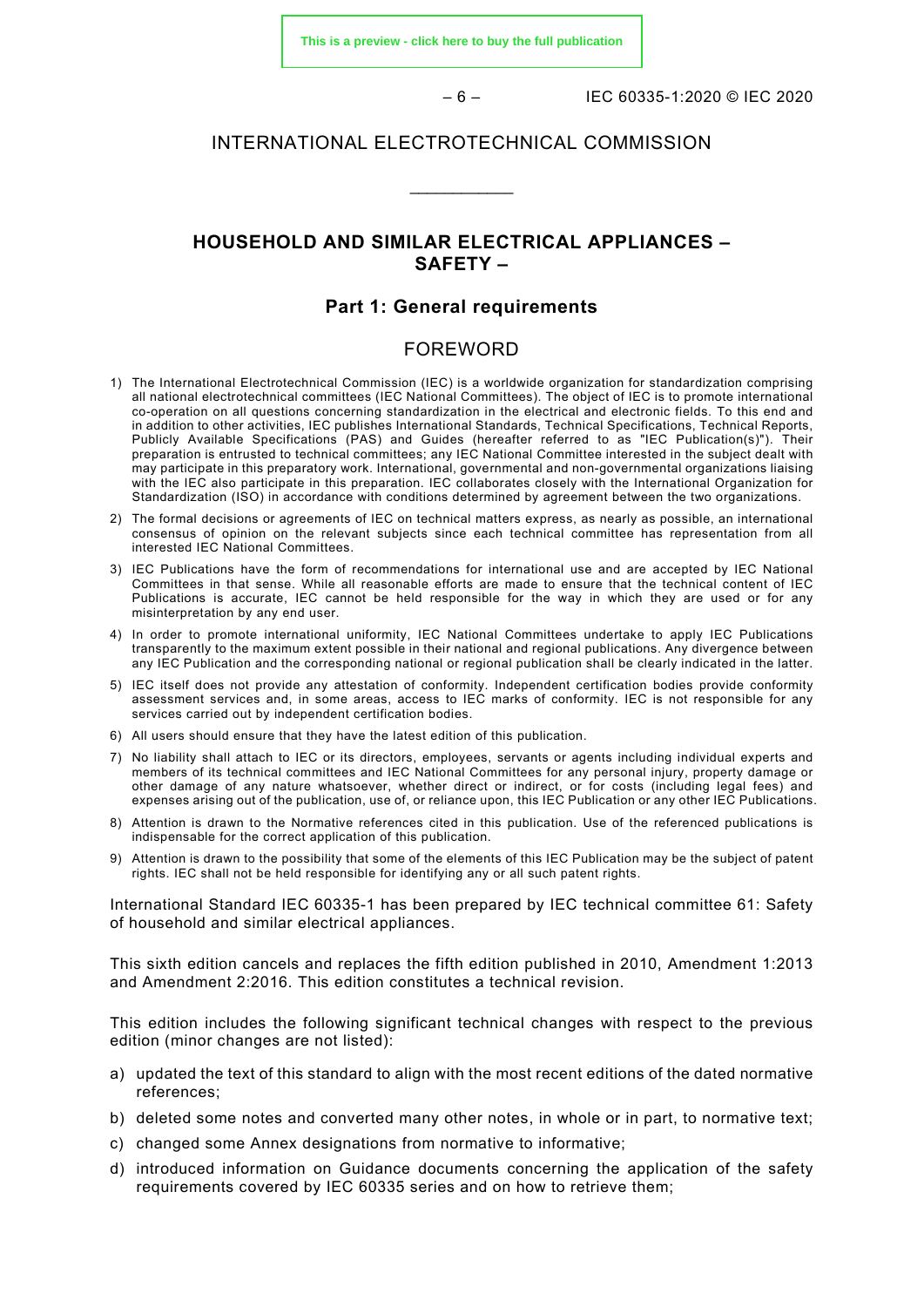INTERNATIONAL ELECTROTECHNICAL COMMISSION

___________

# HOUSEHOLD AND SIMILAR ELECTRICAL APPLIANCES – SAFETY –

## Part 1: General requirements

## FOREWORD

1) The International Electrotechnical Commission (IEC) is a worldwide organization for standardization comprising all national electrotechnical committees (IEC National Committees). The object of IEC is to promote international co-operation on all questions concerning standardization in the electrical and electronic fields. To this end and in addition to other activities, IEC publishes International Standards, Technical Specifications, Technical Reports, Publicly Available Specifications (PAS) and Guides (hereafter referred to as "IEC Publication(s)"). Their preparation is entrusted to technical committees; any IEC National Committee interested in the subject dealt with may participate in this preparatory work. International, governmental and non-governmental organizations liaising with the IEC also participate in this preparation. IEC collaborates closely with the International Organization for Standardization (ISO) in accordance with conditions determined by agreement between the two organizations.
2) The formal decisions or agreements of IEC on technical matters express, as nearly as possible, an international consensus of opinion on the relevant subjects since each technical committee has representation from all interested IEC National Committees.
3) IEC Publications have the form of recommendations for international use and are accepted by IEC National Committees in that sense. While all reasonable efforts are made to ensure that the technical content of IEC Publications is accurate, IEC cannot be held responsible for the way in which they are used or for any misinterpretation by any end user.
4) In order to promote international uniformity, IEC National Committees undertake to apply IEC Publications transparently to the maximum extent possible in their national and regional publications. Any divergence between any IEC Publication and the corresponding national or regional publication shall be clearly indicated in the latter.
5) IEC itself does not provide any attestation of conformity. Independent certification bodies provide conformity assessment services and, in some areas, access to IEC marks of conformity. IEC is not responsible for any services carried out by independent certification bodies.
6) All users should ensure that they have the latest edition of this publication.
7) No liability shall attach to IEC or its directors, employees, servants or agents including individual experts and members of its technical committees and IEC National Committees for any personal injury, property damage or other damage of any nature whatsoever, whether direct or indirect, or for costs (including legal fees) and expenses arising out of the publication, use of, or reliance upon, this IEC Publication or any other IEC Publications.
8) Attention is drawn to the Normative references cited in this publication. Use of the referenced publications is indispensable for the correct application of this publication.
9) Attention is drawn to the possibility that some of the elements of this IEC Publication may be the subject of patent rights. IEC shall not be held responsible for identifying any or all such patent rights.

International Standard IEC 60335-1 has been prepared by IEC technical committee 61: Safety of household and similar electrical appliances.

This sixth edition cancels and replaces the fifth edition published in 2010, Amendment 1:2013 and Amendment 2:2016. This edition constitutes a technical revision.

This edition includes the following significant technical changes with respect to the previous edition (minor changes are not listed):

a) updated the text of this standard to align with the most recent editions of the dated normative references;
b) deleted some notes and converted many other notes, in whole or in part, to normative text;
c) changed some Annex designations from normative to informative;
d) introduced information on Guidance documents concerning the application of the safety requirements covered by IEC 60335 series and on how to retrieve them;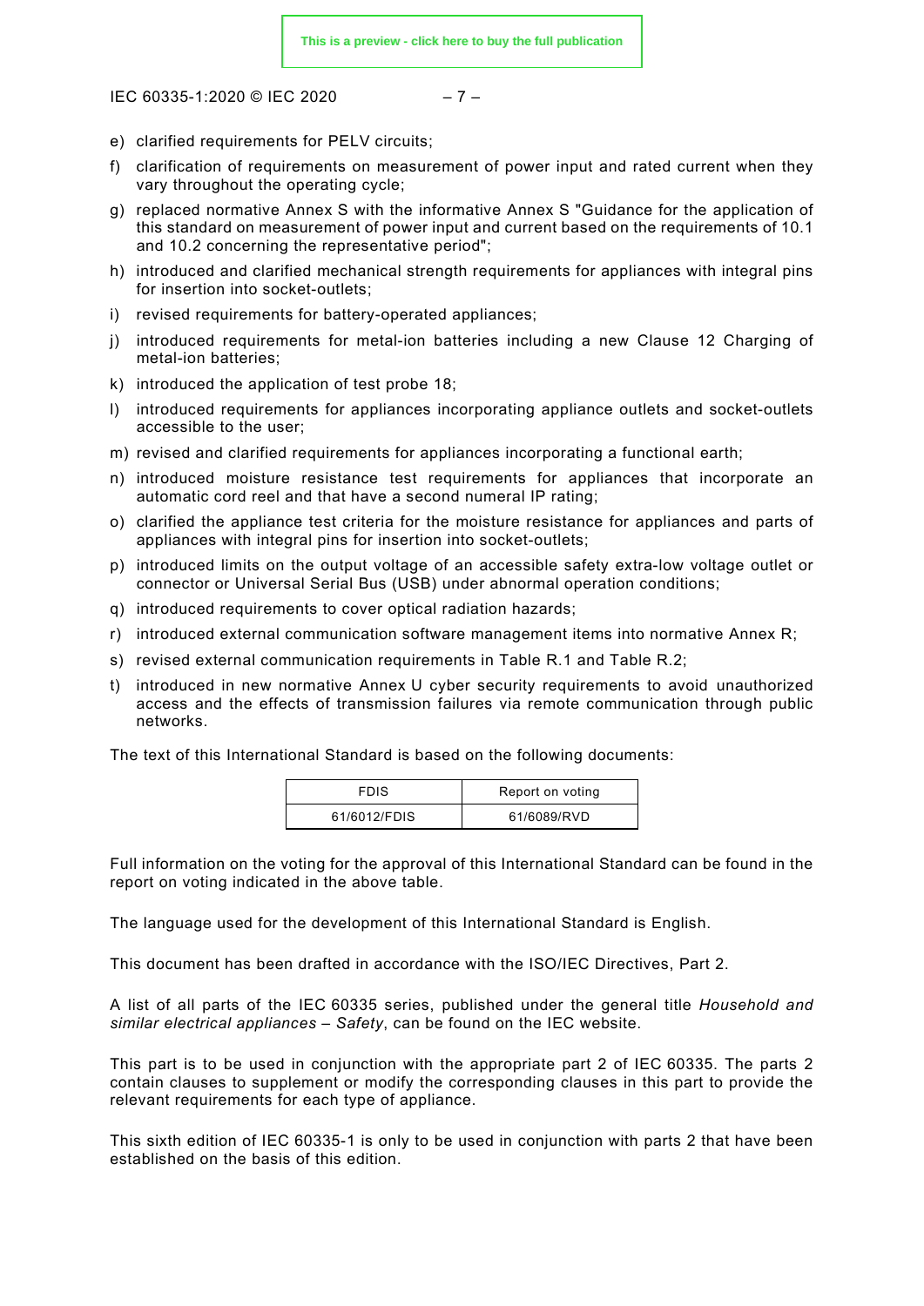e) clarified requirements for PELV circuits;

f) clarification of requirements on measurement of power input and rated current when they vary throughout the operating cycle;

g) replaced normative Annex S with the informative Annex S "Guidance for the application of this standard on measurement of power input and current based on the requirements of 10.1 and 10.2 concerning the representative period";

h) introduced and clarified mechanical strength requirements for appliances with integral pins for insertion into socket-outlets;

i) revised requirements for battery-operated appliances;

j) introduced requirements for metal-ion batteries including a new Clause 12 Charging of metal-ion batteries;

k) introduced the application of test probe 18;

l) introduced requirements for appliances incorporating appliance outlets and socket-outlets accessible to the user;

m) revised and clarified requirements for appliances incorporating a functional earth;

n) introduced moisture resistance test requirements for appliances that incorporate an automatic cord reel and that have a second numeral IP rating;

o) clarified the appliance test criteria for the moisture resistance for appliances and parts of appliances with integral pins for insertion into socket-outlets;

p) introduced limits on the output voltage of an accessible safety extra-low voltage outlet or connector or Universal Serial Bus (USB) under abnormal operation conditions;

q) introduced requirements to cover optical radiation hazards;

r) introduced external communication software management items into normative Annex R;

s) revised external communication requirements in Table R.1 and Table R.2;

t) introduced in new normative Annex U cyber security requirements to avoid unauthorized access and the effects of transmission failures via remote communication through public networks.

The text of this International Standard is based on the following documents:

| FDIS | Report on voting |
|---|---|
| 61/6012/FDIS | 61/6089/RVD |

Full information on the voting for the approval of this International Standard can be found in the report on voting indicated in the above table.

The language used for the development of this International Standard is English.

This document has been drafted in accordance with the ISO/IEC Directives, Part 2.

A list of all parts of the IEC 60335 series, published under the general title *Household and similar electrical appliances – Safety*, can be found on the IEC website.

This part is to be used in conjunction with the appropriate part 2 of IEC 60335. The parts 2 contain clauses to supplement or modify the corresponding clauses in this part to provide the relevant requirements for each type of appliance.

This sixth edition of IEC 60335-1 is only to be used in conjunction with parts 2 that have been established on the basis of this edition.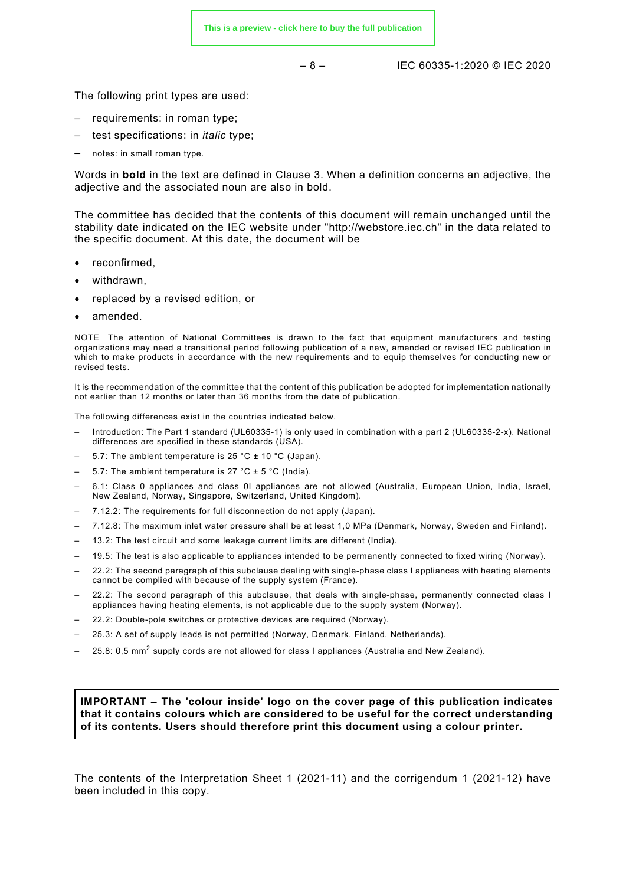The following print types are used:

- requirements: in roman type;
- test specifications: in *italic* type;
- notes: in small roman type.

Words in **bold** in the text are defined in Clause 3. When a definition concerns an adjective, the adjective and the associated noun are also in bold.

The committee has decided that the contents of this document will remain unchanged until the stability date indicated on the IEC website under "http://webstore.iec.ch" in the data related to the specific document. At this date, the document will be

- reconfirmed,
- withdrawn,
- replaced by a revised edition, or
- amended.

NOTE The attention of National Committees is drawn to the fact that equipment manufacturers and testing organizations may need a transitional period following publication of a new, amended or revised IEC publication in which to make products in accordance with the new requirements and to equip themselves for conducting new or revised tests.

It is the recommendation of the committee that the content of this publication be adopted for implementation nationally not earlier than 12 months or later than 36 months from the date of publication.

The following differences exist in the countries indicated below.

- Introduction: The Part 1 standard (UL60335-1) is only used in combination with a part 2 (UL60335-2-x). National differences are specified in these standards (USA).
- 5.7: The ambient temperature is 25 °C ± 10 °C (Japan).
- 5.7: The ambient temperature is 27 °C ± 5 °C (India).
- 6.1: Class 0 appliances and class 0I appliances are not allowed (Australia, European Union, India, Israel, New Zealand, Norway, Singapore, Switzerland, United Kingdom).
- 7.12.2: The requirements for full disconnection do not apply (Japan).
- 7.12.8: The maximum inlet water pressure shall be at least 1,0 MPa (Denmark, Norway, Sweden and Finland).
- 13.2: The test circuit and some leakage current limits are different (India).
- 19.5: The test is also applicable to appliances intended to be permanently connected to fixed wiring (Norway).
- 22.2: The second paragraph of this subclause dealing with single-phase class I appliances with heating elements cannot be complied with because of the supply system (France).
- 22.2: The second paragraph of this subclause, that deals with single-phase, permanently connected class I appliances having heating elements, is not applicable due to the supply system (Norway).
- 22.2: Double-pole switches or protective devices are required (Norway).
- 25.3: A set of supply leads is not permitted (Norway, Denmark, Finland, Netherlands).
- 25.8: 0,5 $mm^2$ supply cords are not allowed for class I appliances (Australia and New Zealand).

**IMPORTANT – The 'colour inside' logo on the cover page of this publication indicates that it contains colours which are considered to be useful for the correct understanding of its contents. Users should therefore print this document using a colour printer.**

The contents of the Interpretation Sheet 1 (2021-11) and the corrigendum 1 (2021-12) have been included in this copy.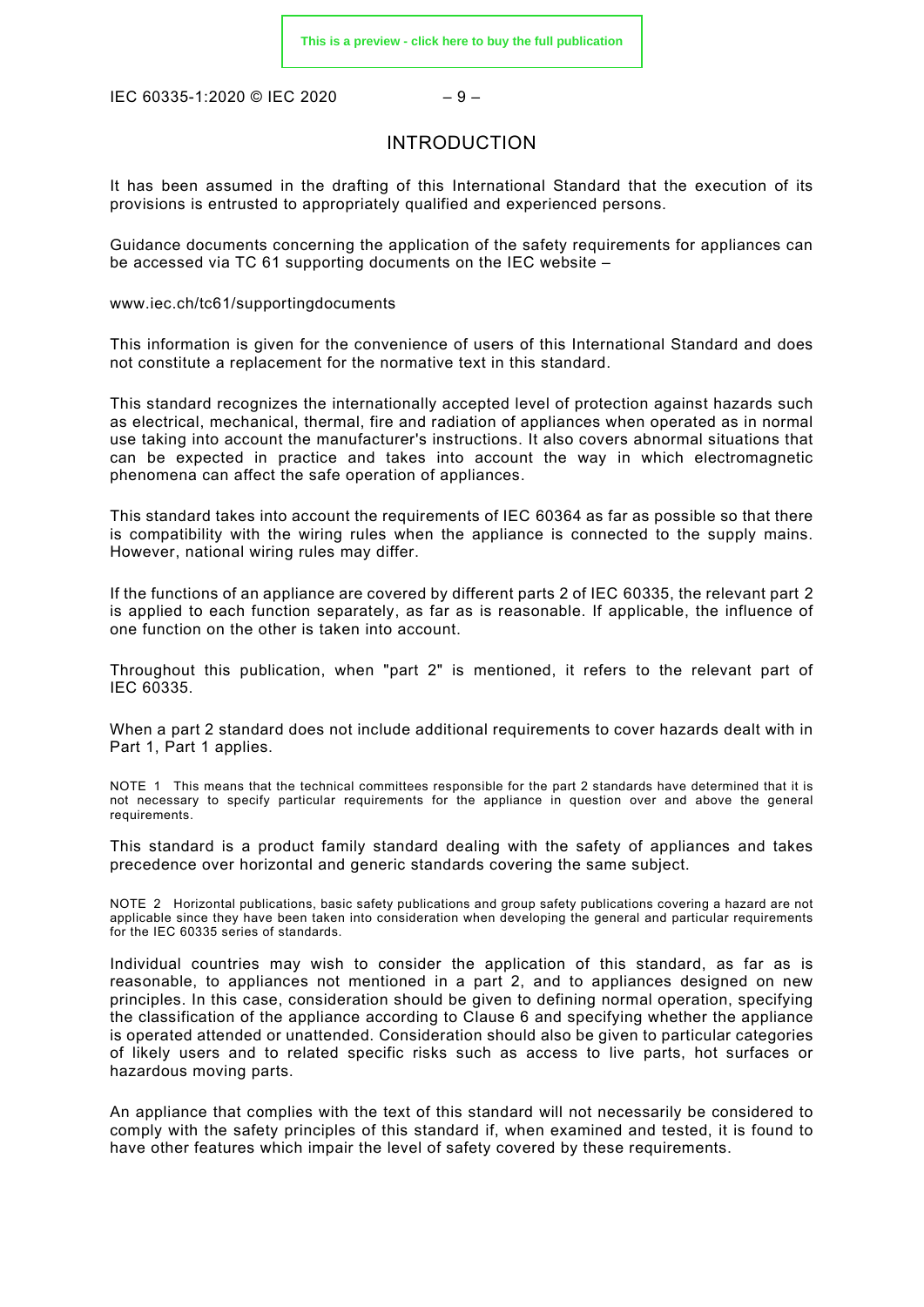# INTRODUCTION

It has been assumed in the drafting of this International Standard that the execution of its provisions is entrusted to appropriately qualified and experienced persons.

Guidance documents concerning the application of the safety requirements for appliances can be accessed via TC 61 supporting documents on the IEC website –

www.iec.ch/tc61/supportingdocuments

This information is given for the convenience of users of this International Standard and does not constitute a replacement for the normative text in this standard.

This standard recognizes the internationally accepted level of protection against hazards such as electrical, mechanical, thermal, fire and radiation of appliances when operated as in normal use taking into account the manufacturer's instructions. It also covers abnormal situations that can be expected in practice and takes into account the way in which electromagnetic phenomena can affect the safe operation of appliances.

This standard takes into account the requirements of IEC 60364 as far as possible so that there is compatibility with the wiring rules when the appliance is connected to the supply mains. However, national wiring rules may differ.

If the functions of an appliance are covered by different parts 2 of IEC 60335, the relevant part 2 is applied to each function separately, as far as is reasonable. If applicable, the influence of one function on the other is taken into account.

Throughout this publication, when "part 2" is mentioned, it refers to the relevant part of IEC 60335.

When a part 2 standard does not include additional requirements to cover hazards dealt with in Part 1, Part 1 applies.

NOTE 1 This means that the technical committees responsible for the part 2 standards have determined that it is not necessary to specify particular requirements for the appliance in question over and above the general requirements.

This standard is a product family standard dealing with the safety of appliances and takes precedence over horizontal and generic standards covering the same subject.

NOTE 2 Horizontal publications, basic safety publications and group safety publications covering a hazard are not applicable since they have been taken into consideration when developing the general and particular requirements for the IEC 60335 series of standards.

Individual countries may wish to consider the application of this standard, as far as is reasonable, to appliances not mentioned in a part 2, and to appliances designed on new principles. In this case, consideration should be given to defining normal operation, specifying the classification of the appliance according to Clause 6 and specifying whether the appliance is operated attended or unattended. Consideration should also be given to particular categories of likely users and to related specific risks such as access to live parts, hot surfaces or hazardous moving parts.

An appliance that complies with the text of this standard will not necessarily be considered to comply with the safety principles of this standard if, when examined and tested, it is found to have other features which impair the level of safety covered by these requirements.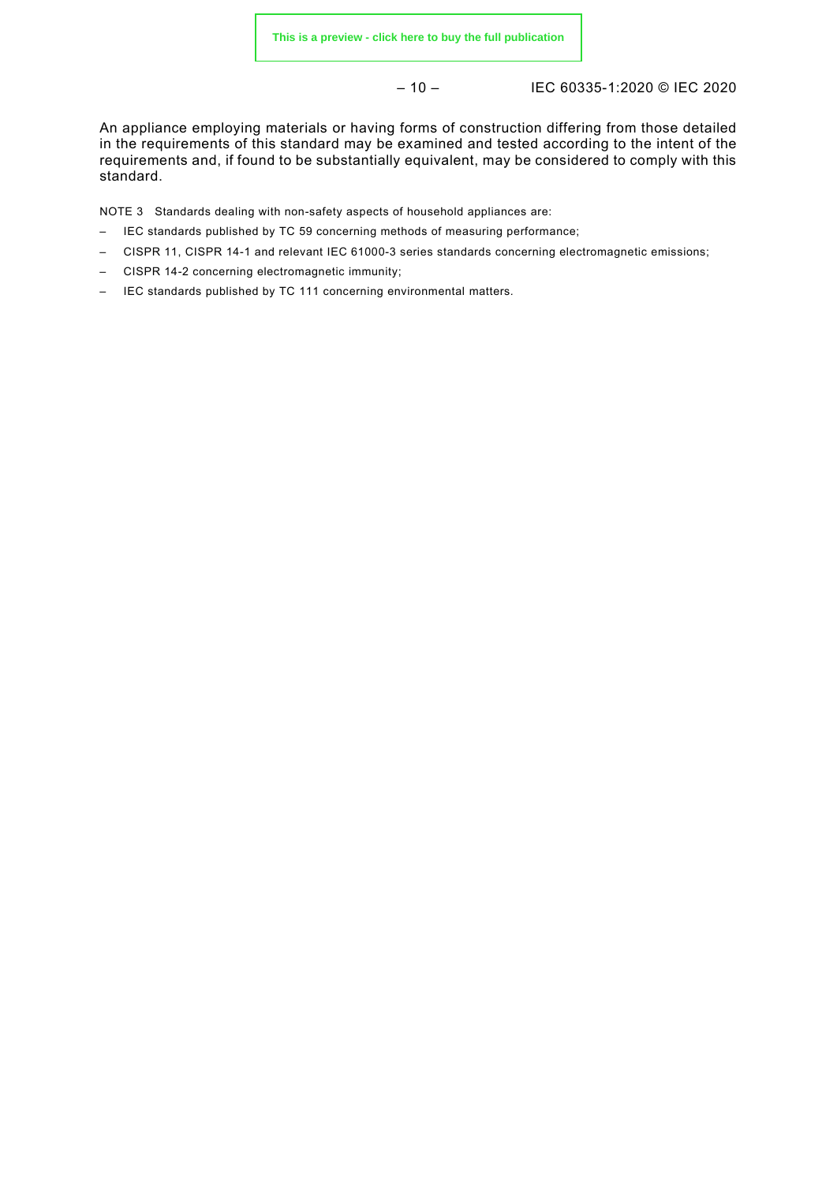An appliance employing materials or having forms of construction differing from those detailed in the requirements of this standard may be examined and tested according to the intent of the requirements and, if found to be substantially equivalent, may be considered to comply with this standard.

NOTE 3 Standards dealing with non-safety aspects of household appliances are:

- IEC standards published by TC 59 concerning methods of measuring performance;
- CISPR 11, CISPR 14-1 and relevant IEC 61000-3 series standards concerning electromagnetic emissions;
- CISPR 14-2 concerning electromagnetic immunity;
- IEC standards published by TC 111 concerning environmental matters.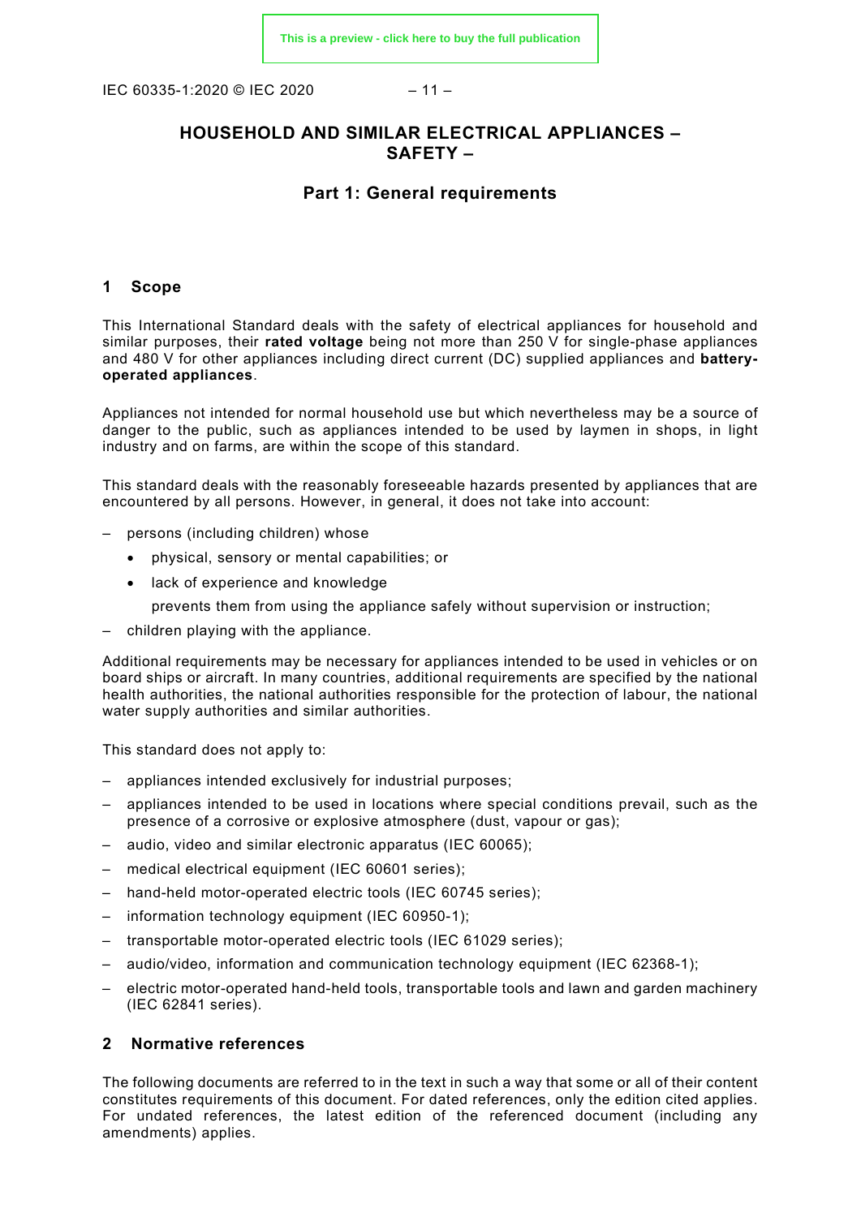# HOUSEHOLD AND SIMILAR ELECTRICAL APPLIANCES – SAFETY –

## Part 1: General requirements

## 1 Scope

This International Standard deals with the safety of electrical appliances for household and similar purposes, their **rated voltage** being not more than 250 V for single-phase appliances and 480 V for other appliances including direct current (DC) supplied appliances and **battery-operated appliances**.

Appliances not intended for normal household use but which nevertheless may be a source of danger to the public, such as appliances intended to be used by laymen in shops, in light industry and on farms, are within the scope of this standard.

This standard deals with the reasonably foreseeable hazards presented by appliances that are encountered by all persons. However, in general, it does not take into account:

- persons (including children) whose
  - physical, sensory or mental capabilities; or
  - lack of experience and knowledge

  prevents them from using the appliance safely without supervision or instruction;
- children playing with the appliance.

Additional requirements may be necessary for appliances intended to be used in vehicles or on board ships or aircraft. In many countries, additional requirements are specified by the national health authorities, the national authorities responsible for the protection of labour, the national water supply authorities and similar authorities.

This standard does not apply to:

- appliances intended exclusively for industrial purposes;
- appliances intended to be used in locations where special conditions prevail, such as the presence of a corrosive or explosive atmosphere (dust, vapour or gas);
- audio, video and similar electronic apparatus (IEC 60065);
- medical electrical equipment (IEC 60601 series);
- hand-held motor-operated electric tools (IEC 60745 series);
- information technology equipment (IEC 60950-1);
- transportable motor-operated electric tools (IEC 61029 series);
- audio/video, information and communication technology equipment (IEC 62368-1);
- electric motor-operated hand-held tools, transportable tools and lawn and garden machinery (IEC 62841 series).

## 2 Normative references

The following documents are referred to in the text in such a way that some or all of their content constitutes requirements of this document. For dated references, only the edition cited applies. For undated references, the latest edition of the referenced document (including any amendments) applies.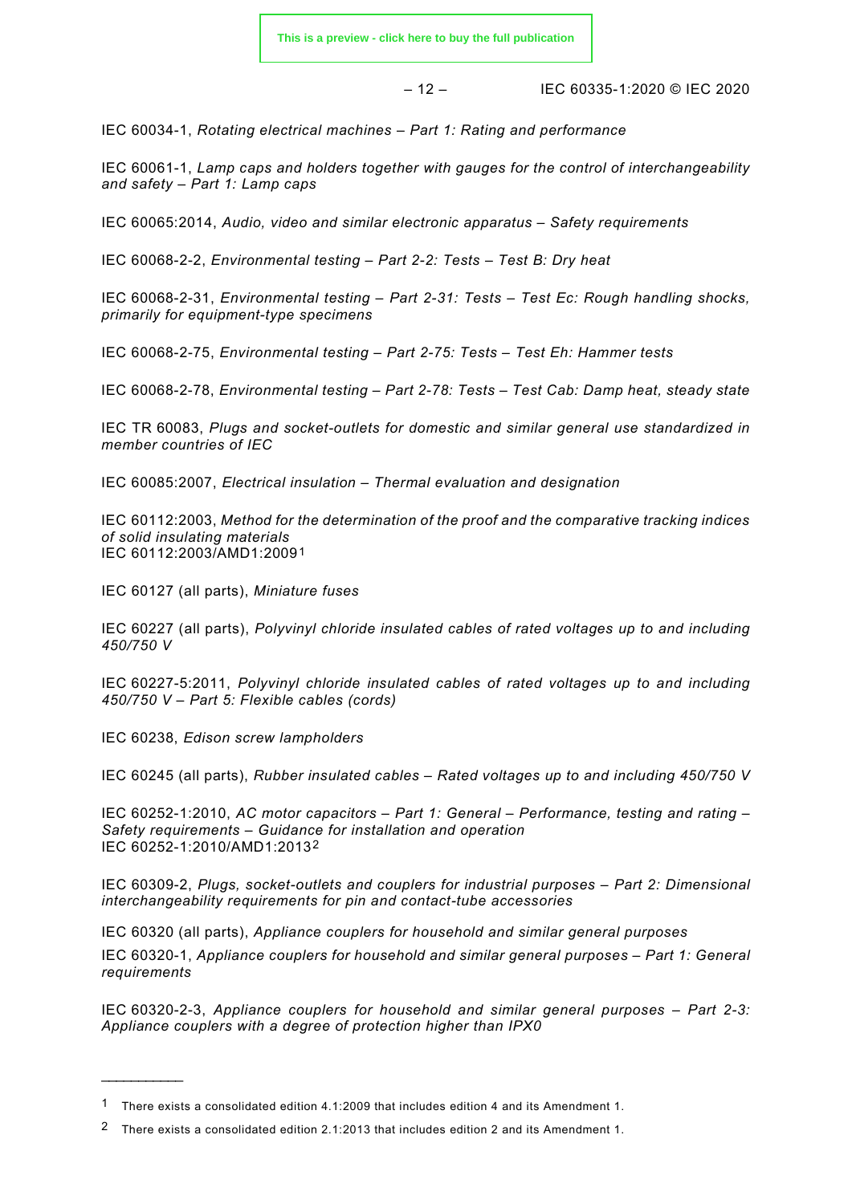IEC 60034-1, *Rotating electrical machines – Part 1: Rating and performance*

IEC 60061-1, *Lamp caps and holders together with gauges for the control of interchangeability and safety – Part 1: Lamp caps*

IEC 60065:2014, *Audio, video and similar electronic apparatus – Safety requirements*

IEC 60068-2-2, *Environmental testing – Part 2-2: Tests – Test B: Dry heat*

IEC 60068-2-31, *Environmental testing – Part 2-31: Tests – Test Ec: Rough handling shocks, primarily for equipment-type specimens*

IEC 60068-2-75, *Environmental testing – Part 2-75: Tests – Test Eh: Hammer tests*

IEC 60068-2-78, *Environmental testing – Part 2-78: Tests – Test Cab: Damp heat, steady state*

IEC TR 60083, *Plugs and socket-outlets for domestic and similar general use standardized in member countries of IEC*

IEC 60085:2007, *Electrical insulation – Thermal evaluation and designation*

IEC 60112:2003, *Method for the determination of the proof and the comparative tracking indices of solid insulating materials*
IEC 60112:2003/AMD1:2009[1]

IEC 60127 (all parts), *Miniature fuses*

IEC 60227 (all parts), *Polyvinyl chloride insulated cables of rated voltages up to and including 450/750 V*

IEC 60227-5:2011, *Polyvinyl chloride insulated cables of rated voltages up to and including 450/750 V – Part 5: Flexible cables (cords)*

IEC 60238, *Edison screw lampholders*

IEC 60245 (all parts), *Rubber insulated cables – Rated voltages up to and including 450/750 V*

IEC 60252-1:2010, *AC motor capacitors – Part 1: General – Performance, testing and rating – Safety requirements – Guidance for installation and operation*
IEC 60252-1:2010/AMD1:2013[2]

IEC 60309-2, *Plugs, socket-outlets and couplers for industrial purposes – Part 2: Dimensional interchangeability requirements for pin and contact-tube accessories*

IEC 60320 (all parts), *Appliance couplers for household and similar general purposes*

IEC 60320-1, *Appliance couplers for household and similar general purposes – Part 1: General requirements*

IEC 60320-2-3, *Appliance couplers for household and similar general purposes – Part 2-3: Appliance couplers with a degree of protection higher than IPX0*

---

[1] There exists a consolidated edition 4.1:2009 that includes edition 4 and its Amendment 1.

[2] There exists a consolidated edition 2.1:2013 that includes edition 2 and its Amendment 1.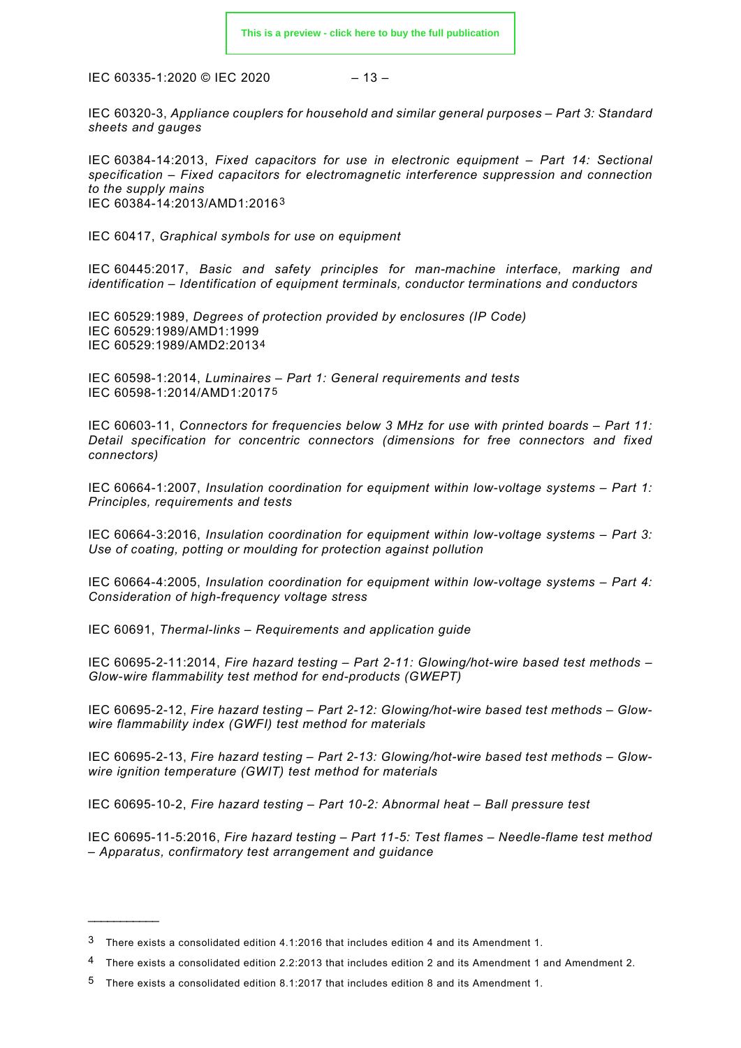IEC 60320-3, *Appliance couplers for household and similar general purposes – Part 3: Standard sheets and gauges*

IEC 60384-14:2013, *Fixed capacitors for use in electronic equipment – Part 14: Sectional specification – Fixed capacitors for electromagnetic interference suppression and connection to the supply mains*
IEC 60384-14:2013/AMD1:2016[3]

IEC 60417, *Graphical symbols for use on equipment*

IEC 60445:2017, *Basic and safety principles for man-machine interface, marking and identification – Identification of equipment terminals, conductor terminations and conductors*

IEC 60529:1989, *Degrees of protection provided by enclosures (IP Code)*
IEC 60529:1989/AMD1:1999
IEC 60529:1989/AMD2:2013[4]

IEC 60598-1:2014, *Luminaires – Part 1: General requirements and tests*
IEC 60598-1:2014/AMD1:2017[5]

IEC 60603-11, *Connectors for frequencies below 3 MHz for use with printed boards – Part 11: Detail specification for concentric connectors (dimensions for free connectors and fixed connectors)*

IEC 60664-1:2007, *Insulation coordination for equipment within low-voltage systems – Part 1: Principles, requirements and tests*

IEC 60664-3:2016, *Insulation coordination for equipment within low-voltage systems – Part 3: Use of coating, potting or moulding for protection against pollution*

IEC 60664-4:2005, *Insulation coordination for equipment within low-voltage systems – Part 4: Consideration of high-frequency voltage stress*

IEC 60691, *Thermal-links – Requirements and application guide*

IEC 60695-2-11:2014, *Fire hazard testing – Part 2-11: Glowing/hot-wire based test methods – Glow-wire flammability test method for end-products (GWEPT)*

IEC 60695-2-12, *Fire hazard testing – Part 2-12: Glowing/hot-wire based test methods – Glow-wire flammability index (GWFI) test method for materials*

IEC 60695-2-13, *Fire hazard testing – Part 2-13: Glowing/hot-wire based test methods – Glow-wire ignition temperature (GWIT) test method for materials*

IEC 60695-10-2, *Fire hazard testing – Part 10-2: Abnormal heat – Ball pressure test*

IEC 60695-11-5:2016, *Fire hazard testing – Part 11-5: Test flames – Needle-flame test method – Apparatus, confirmatory test arrangement and guidance*

---

[3] There exists a consolidated edition 4.1:2016 that includes edition 4 and its Amendment 1.

[4] There exists a consolidated edition 2.2:2013 that includes edition 2 and its Amendment 1 and Amendment 2.

[5] There exists a consolidated edition 8.1:2017 that includes edition 8 and its Amendment 1.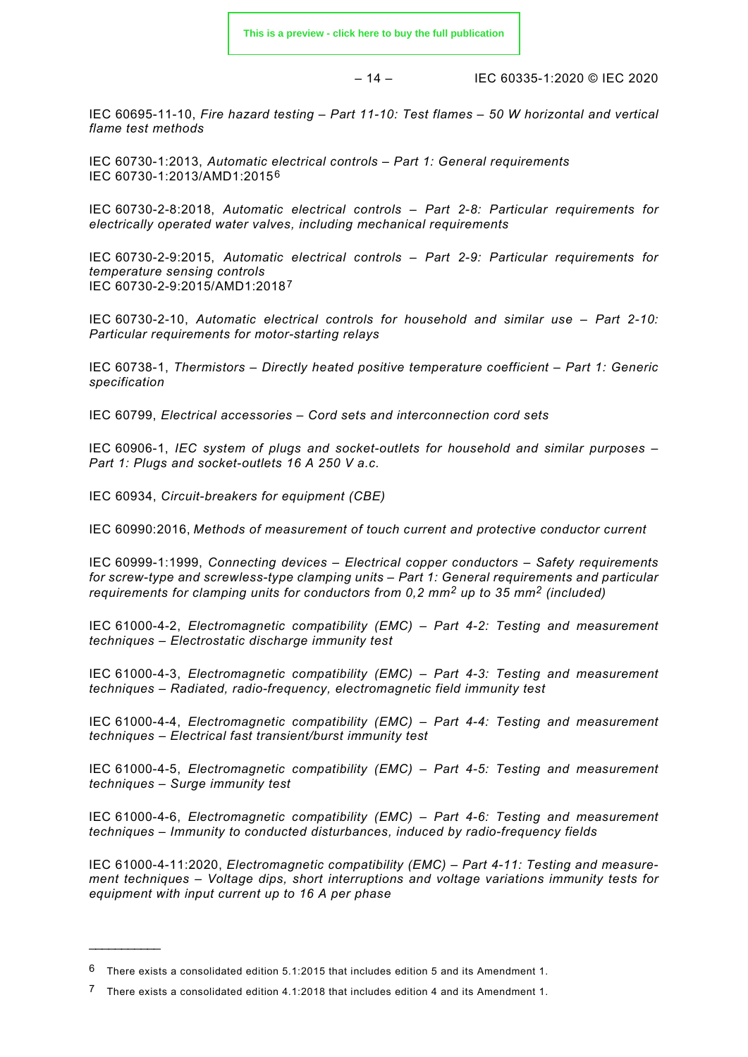IEC 60695-11-10, *Fire hazard testing – Part 11-10: Test flames – 50 W horizontal and vertical flame test methods*

IEC 60730-1:2013, *Automatic electrical controls – Part 1: General requirements*
IEC 60730-1:2013/AMD1:2015[6]

IEC 60730-2-8:2018, *Automatic electrical controls – Part 2-8: Particular requirements for electrically operated water valves, including mechanical requirements*

IEC 60730-2-9:2015, *Automatic electrical controls – Part 2-9: Particular requirements for temperature sensing controls*
IEC 60730-2-9:2015/AMD1:2018[7]

IEC 60730-2-10, *Automatic electrical controls for household and similar use – Part 2-10: Particular requirements for motor-starting relays*

IEC 60738-1, *Thermistors – Directly heated positive temperature coefficient – Part 1: Generic specification*

IEC 60799, *Electrical accessories – Cord sets and interconnection cord sets*

IEC 60906-1, *IEC system of plugs and socket-outlets for household and similar purposes – Part 1: Plugs and socket-outlets 16 A 250 V a.c.*

IEC 60934, *Circuit-breakers for equipment (CBE)*

IEC 60990:2016, *Methods of measurement of touch current and protective conductor current*

IEC 60999-1:1999, *Connecting devices – Electrical copper conductors – Safety requirements for screw-type and screwless-type clamping units – Part 1: General requirements and particular requirements for clamping units for conductors from 0,2 mm$^2$ up to 35 mm$^2$ (included)*

IEC 61000-4-2, *Electromagnetic compatibility (EMC) – Part 4-2: Testing and measurement techniques – Electrostatic discharge immunity test*

IEC 61000-4-3, *Electromagnetic compatibility (EMC) – Part 4-3: Testing and measurement techniques – Radiated, radio-frequency, electromagnetic field immunity test*

IEC 61000-4-4, *Electromagnetic compatibility (EMC) – Part 4-4: Testing and measurement techniques – Electrical fast transient/burst immunity test*

IEC 61000-4-5, *Electromagnetic compatibility (EMC) – Part 4-5: Testing and measurement techniques – Surge immunity test*

IEC 61000-4-6, *Electromagnetic compatibility (EMC) – Part 4-6: Testing and measurement techniques – Immunity to conducted disturbances, induced by radio-frequency fields*

IEC 61000-4-11:2020, *Electromagnetic compatibility (EMC) – Part 4-11: Testing and measurement techniques – Voltage dips, short interruptions and voltage variations immunity tests for equipment with input current up to 16 A per phase*

---

[6] There exists a consolidated edition 5.1:2015 that includes edition 5 and its Amendment 1.

[7] There exists a consolidated edition 4.1:2018 that includes edition 4 and its Amendment 1.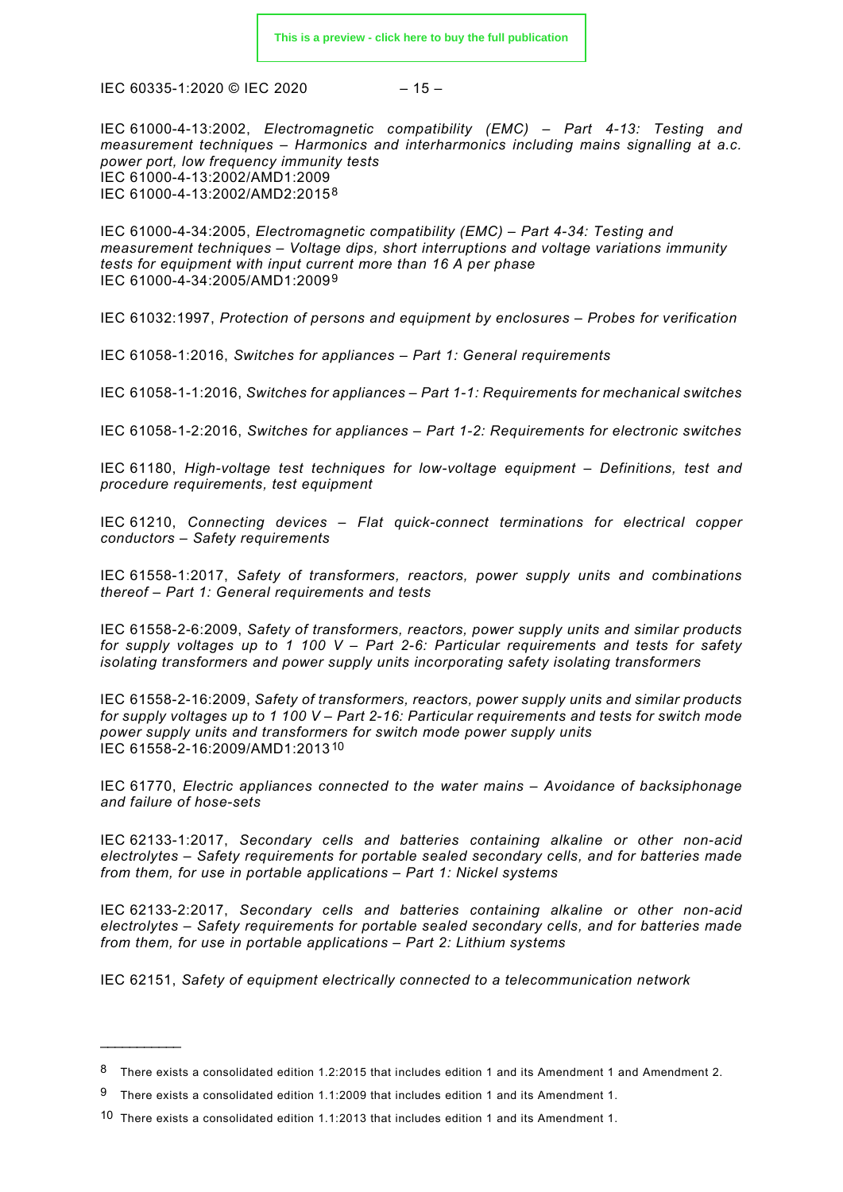IEC 61000-4-13:2002, *Electromagnetic compatibility (EMC) – Part 4-13: Testing and measurement techniques – Harmonics and interharmonics including mains signalling at a.c. power port, low frequency immunity tests*
IEC 61000-4-13:2002/AMD1:2009
IEC 61000-4-13:2002/AMD2:2015[8]

IEC 61000-4-34:2005, *Electromagnetic compatibility (EMC) – Part 4-34: Testing and measurement techniques – Voltage dips, short interruptions and voltage variations immunity tests for equipment with input current more than 16 A per phase*
IEC 61000-4-34:2005/AMD1:2009[9]

IEC 61032:1997, *Protection of persons and equipment by enclosures – Probes for verification*

IEC 61058-1:2016, *Switches for appliances – Part 1: General requirements*

IEC 61058-1-1:2016, *Switches for appliances – Part 1-1: Requirements for mechanical switches*

IEC 61058-1-2:2016, *Switches for appliances – Part 1-2: Requirements for electronic switches*

IEC 61180, *High-voltage test techniques for low-voltage equipment – Definitions, test and procedure requirements, test equipment*

IEC 61210, *Connecting devices – Flat quick-connect terminations for electrical copper conductors – Safety requirements*

IEC 61558-1:2017, *Safety of transformers, reactors, power supply units and combinations thereof – Part 1: General requirements and tests*

IEC 61558-2-6:2009, *Safety of transformers, reactors, power supply units and similar products for supply voltages up to 1 100 V – Part 2-6: Particular requirements and tests for safety isolating transformers and power supply units incorporating safety isolating transformers*

IEC 61558-2-16:2009, *Safety of transformers, reactors, power supply units and similar products for supply voltages up to 1 100 V – Part 2-16: Particular requirements and tests for switch mode power supply units and transformers for switch mode power supply units*
IEC 61558-2-16:2009/AMD1:2013[10]

IEC 61770, *Electric appliances connected to the water mains – Avoidance of backsiphonage and failure of hose-sets*

IEC 62133-1:2017, *Secondary cells and batteries containing alkaline or other non-acid electrolytes – Safety requirements for portable sealed secondary cells, and for batteries made from them, for use in portable applications – Part 1: Nickel systems*

IEC 62133-2:2017, *Secondary cells and batteries containing alkaline or other non-acid electrolytes – Safety requirements for portable sealed secondary cells, and for batteries made from them, for use in portable applications – Part 2: Lithium systems*

IEC 62151, *Safety of equipment electrically connected to a telecommunication network*

---

[8] There exists a consolidated edition 1.2:2015 that includes edition 1 and its Amendment 1 and Amendment 2.

[9] There exists a consolidated edition 1.1:2009 that includes edition 1 and its Amendment 1.

[10] There exists a consolidated edition 1.1:2013 that includes edition 1 and its Amendment 1.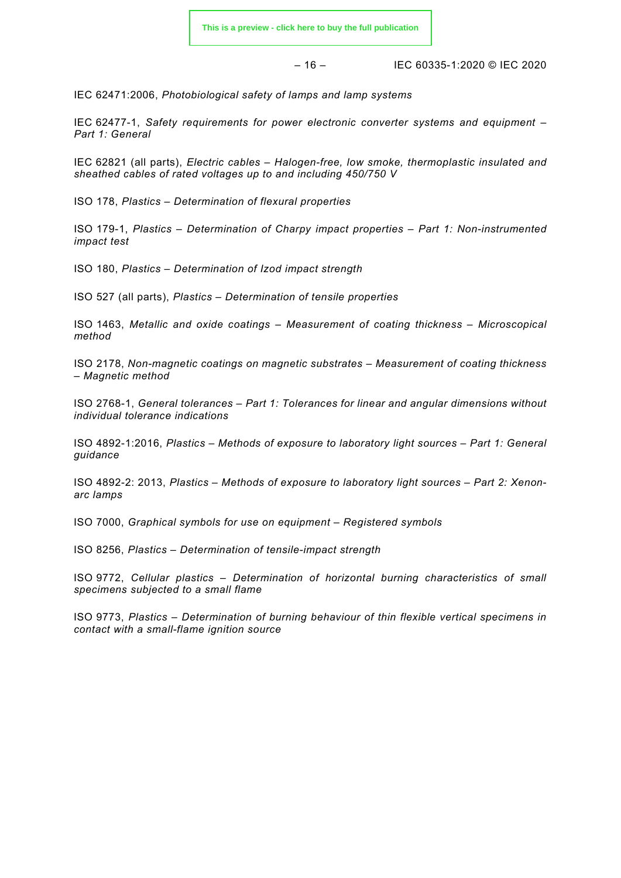IEC 62471:2006, *Photobiological safety of lamps and lamp systems*

IEC 62477-1, *Safety requirements for power electronic converter systems and equipment – Part 1: General*

IEC 62821 (all parts), *Electric cables – Halogen-free, low smoke, thermoplastic insulated and sheathed cables of rated voltages up to and including 450/750 V*

ISO 178, *Plastics – Determination of flexural properties*

ISO 179-1, *Plastics – Determination of Charpy impact properties – Part 1: Non-instrumented impact test*

ISO 180, *Plastics – Determination of Izod impact strength*

ISO 527 (all parts), *Plastics – Determination of tensile properties*

ISO 1463, *Metallic and oxide coatings – Measurement of coating thickness – Microscopical method*

ISO 2178, *Non-magnetic coatings on magnetic substrates – Measurement of coating thickness – Magnetic method*

ISO 2768-1, *General tolerances – Part 1: Tolerances for linear and angular dimensions without individual tolerance indications*

ISO 4892-1:2016, *Plastics – Methods of exposure to laboratory light sources – Part 1: General guidance*

ISO 4892-2: 2013, *Plastics – Methods of exposure to laboratory light sources – Part 2: Xenon-arc lamps*

ISO 7000, *Graphical symbols for use on equipment – Registered symbols*

ISO 8256, *Plastics – Determination of tensile-impact strength*

ISO 9772, *Cellular plastics – Determination of horizontal burning characteristics of small specimens subjected to a small flame*

ISO 9773, *Plastics – Determination of burning behaviour of thin flexible vertical specimens in contact with a small-flame ignition source*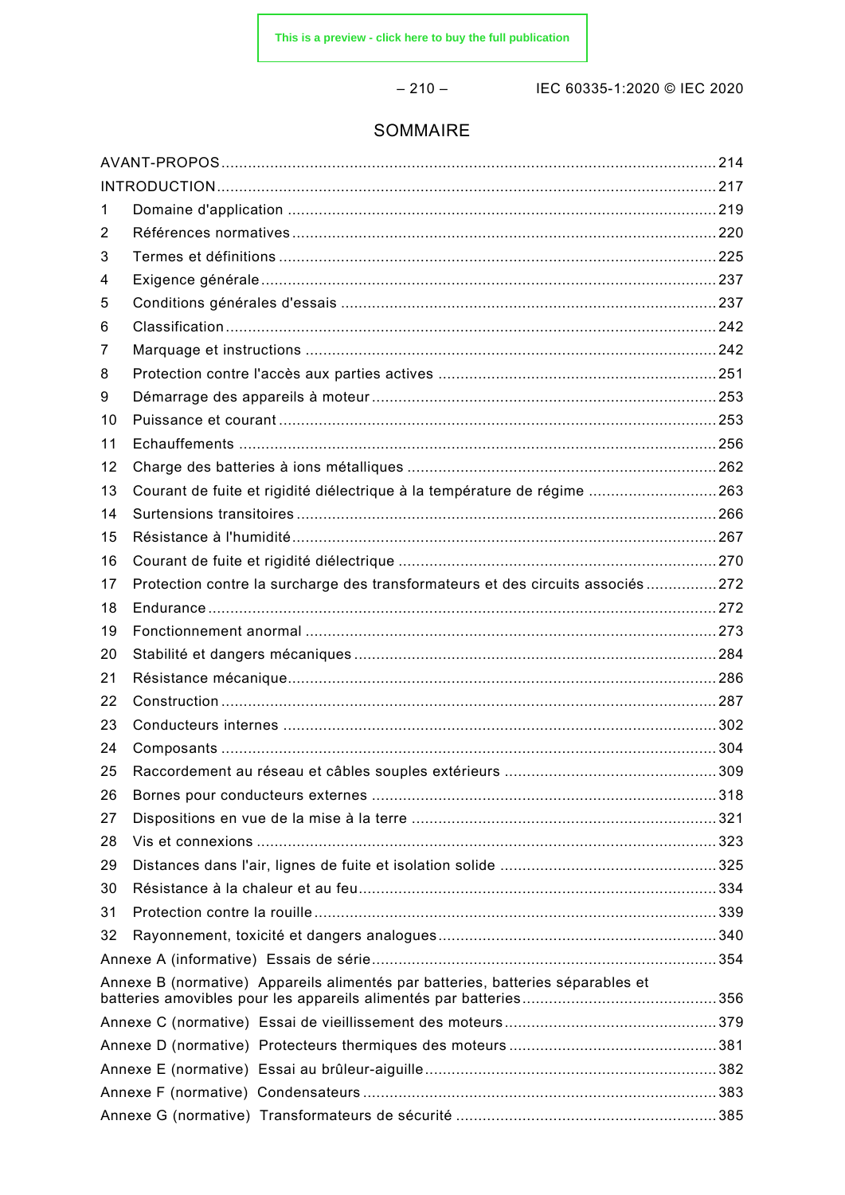# SOMMAIRE

AVANT-PROPOS ........................................................................................................ 214
INTRODUCTION ........................................................................................................ 217
1 Domaine d'application ............................................................................................ 219
2 Références normatives ........................................................................................... 220
3 Termes et définitions .............................................................................................. 225
4 Exigence générale ................................................................................................... 237
5 Conditions générales d'essais ................................................................................ 237
6 Classification ........................................................................................................... 242
7 Marquage et instructions ........................................................................................ 242
8 Protection contre l'accès aux parties actives ......................................................... 251
9 Démarrage des appareils à moteur ........................................................................ 253
10 Puissance et courant ............................................................................................. 253
11 Echauffements ...................................................................................................... 256
12 Charge des batteries à ions métalliques ............................................................... 262
13 Courant de fuite et rigidité diélectrique à la température de régime .................... 263
14 Surtensions transitoires ......................................................................................... 266
15 Résistance à l'humidité .......................................................................................... 267
16 Courant de fuite et rigidité diélectrique ................................................................. 270
17 Protection contre la surcharge des transformateurs et des circuits associés ....... 272
18 Endurance ............................................................................................................. 272
19 Fonctionnement anormal ....................................................................................... 273
20 Stabilité et dangers mécaniques ........................................................................... 284
21 Résistance mécanique .......................................................................................... 286
22 Construction .......................................................................................................... 287
23 Conducteurs internes ............................................................................................ 302
24 Composants .......................................................................................................... 304
25 Raccordement au réseau et câbles souples extérieurs ........................................ 309
26 Bornes pour conducteurs externes ........................................................................ 318
27 Dispositions en vue de la mise à la terre .............................................................. 321
28 Vis et connexions .................................................................................................. 323
29 Distances dans l'air, lignes de fuite et isolation solide ......................................... 325
30 Résistance à la chaleur et au feu .......................................................................... 334
31 Protection contre la rouille ..................................................................................... 339
32 Rayonnement, toxicité et dangers analogues ....................................................... 340
Annexe A (informative) Essais de série ..................................................................... 354
Annexe B (normative) Appareils alimentés par batteries, batteries séparables et batteries amovibles pour les appareils alimentés par batteries ........................................ 356
Annexe C (normative) Essai de vieillissement des moteurs ....................................... 379
Annexe D (normative) Protecteurs thermiques des moteurs ...................................... 381
Annexe E (normative) Essai au brûleur-aiguille ......................................................... 382
Annexe F (normative) Condensateurs ....................................................................... 383
Annexe G (normative) Transformateurs de sécurité ................................................... 385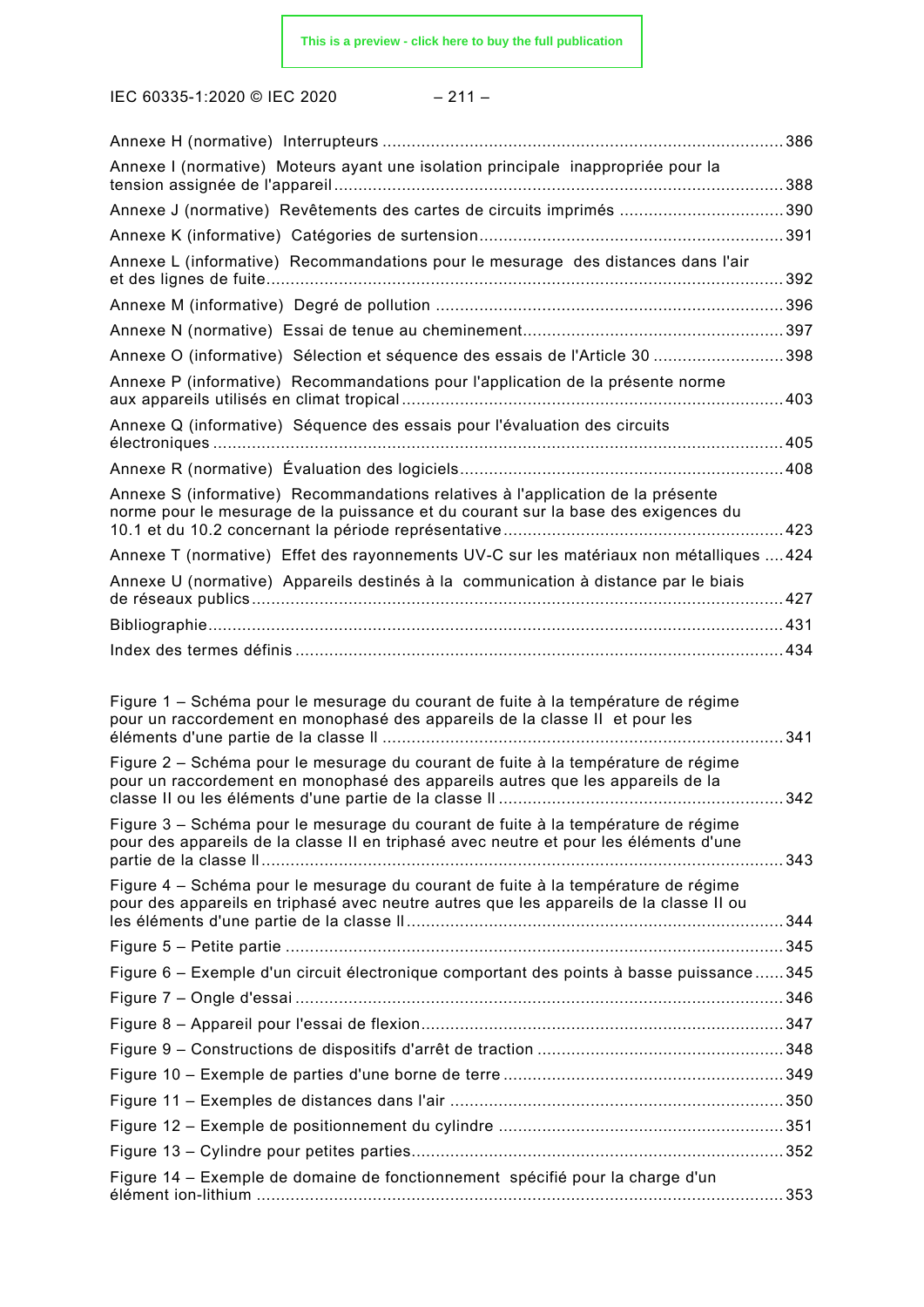Annexe H (normative) Interrupteurs .......... 386

Annexe I (normative) Moteurs ayant une isolation principale inappropriée pour la tension assignée de l'appareil .......... 388

Annexe J (normative) Revêtements des cartes de circuits imprimés .......... 390

Annexe K (informative) Catégories de surtension .......... 391

Annexe L (informative) Recommandations pour le mesurage des distances dans l'air et des lignes de fuite .......... 392

Annexe M (informative) Degré de pollution .......... 396

Annexe N (normative) Essai de tenue au cheminement .......... 397

Annexe O (informative) Sélection et séquence des essais de l'Article 30 .......... 398

Annexe P (informative) Recommandations pour l'application de la présente norme aux appareils utilisés en climat tropical .......... 403

Annexe Q (informative) Séquence des essais pour l'évaluation des circuits électroniques .......... 405

Annexe R (normative) Évaluation des logiciels .......... 408

Annexe S (informative) Recommandations relatives à l'application de la présente norme pour le mesurage de la puissance et du courant sur la base des exigences du 10.1 et du 10.2 concernant la période représentative .......... 423

Annexe T (normative) Effet des rayonnements UV-C sur les matériaux non métalliques .......... 424

Annexe U (normative) Appareils destinés à la communication à distance par le biais de réseaux publics .......... 427

Bibliographie .......... 431

Index des termes définis .......... 434

Figure 1 – Schéma pour le mesurage du courant de fuite à la température de régime pour un raccordement en monophasé des appareils de la classe II et pour les éléments d'une partie de la classe II .......... 341

Figure 2 – Schéma pour le mesurage du courant de fuite à la température de régime pour un raccordement en monophasé des appareils autres que les appareils de la classe II ou les éléments d'une partie de la classe II .......... 342

Figure 3 – Schéma pour le mesurage du courant de fuite à la température de régime pour des appareils de la classe II en triphasé avec neutre et pour les éléments d'une partie de la classe II .......... 343

Figure 4 – Schéma pour le mesurage du courant de fuite à la température de régime pour des appareils en triphasé avec neutre autres que les appareils de la classe II ou les éléments d'une partie de la classe II .......... 344

Figure 5 – Petite partie .......... 345

Figure 6 – Exemple d'un circuit électronique comportant des points à basse puissance .......... 345

Figure 7 – Ongle d'essai .......... 346

Figure 8 – Appareil pour l'essai de flexion .......... 347

Figure 9 – Constructions de dispositifs d'arrêt de traction .......... 348

Figure 10 – Exemple de parties d'une borne de terre .......... 349

Figure 11 – Exemples de distances dans l'air .......... 350

Figure 12 – Exemple de positionnement du cylindre .......... 351

Figure 13 – Cylindre pour petites parties .......... 352

Figure 14 – Exemple de domaine de fonctionnement spécifié pour la charge d'un élément ion-lithium .......... 353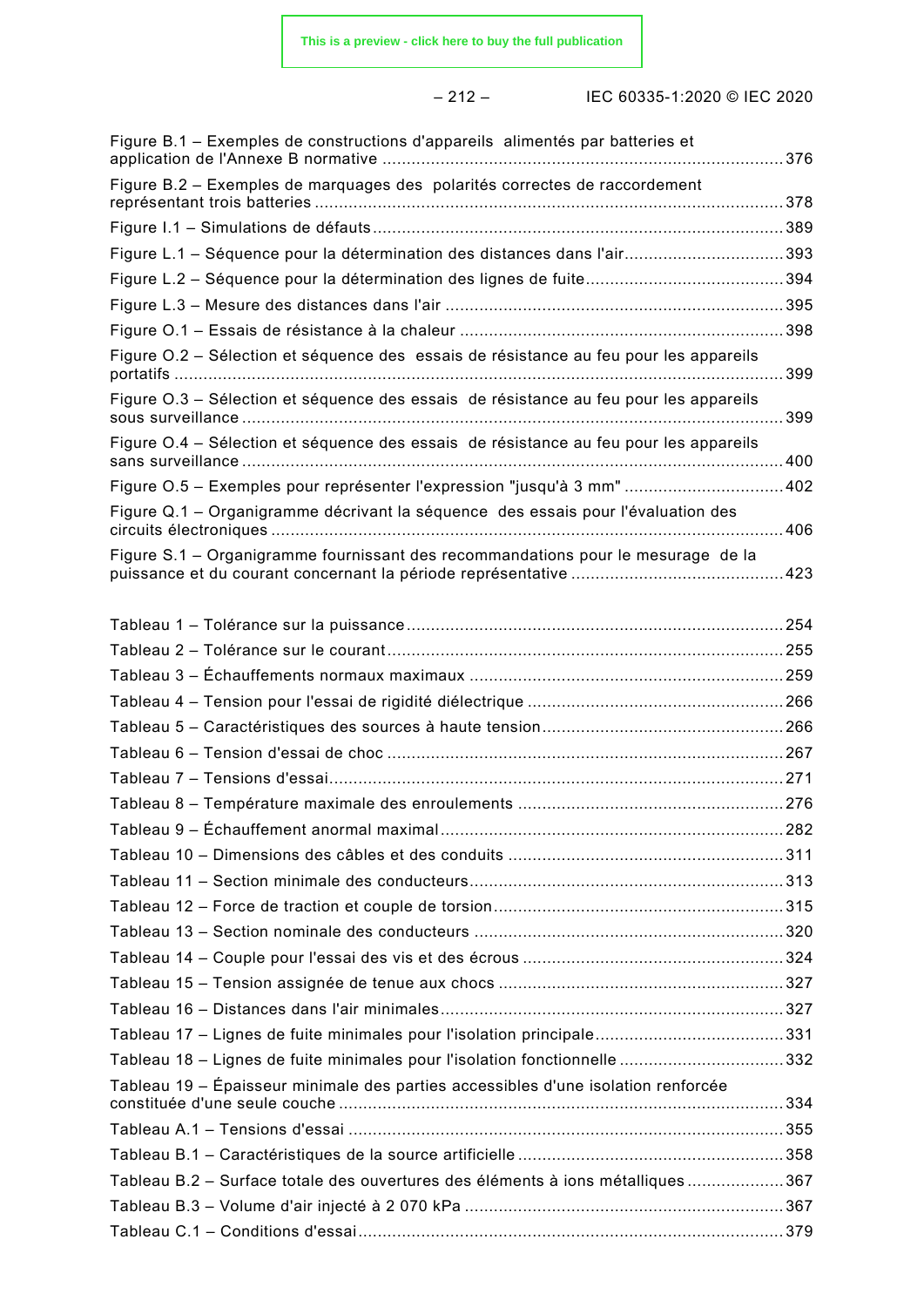Figure B.1 – Exemples de constructions d'appareils alimentés par batteries et application de l'Annexe B normative ........ 376

Figure B.2 – Exemples de marquages des polarités correctes de raccordement représentant trois batteries ........ 378

Figure I.1 – Simulations de défauts ........ 389

Figure L.1 – Séquence pour la détermination des distances dans l'air ........ 393

Figure L.2 – Séquence pour la détermination des lignes de fuite ........ 394

Figure L.3 – Mesure des distances dans l'air ........ 395

Figure O.1 – Essais de résistance à la chaleur ........ 398

Figure O.2 – Sélection et séquence des essais de résistance au feu pour les appareils portatifs ........ 399

Figure O.3 – Sélection et séquence des essais de résistance au feu pour les appareils sous surveillance ........ 399

Figure O.4 – Sélection et séquence des essais de résistance au feu pour les appareils sans surveillance ........ 400

Figure O.5 – Exemples pour représenter l'expression "jusqu'à 3 mm" ........ 402

Figure Q.1 – Organigramme décrivant la séquence des essais pour l'évaluation des circuits électroniques ........ 406

Figure S.1 – Organigramme fournissant des recommandations pour le mesurage de la puissance et du courant concernant la période représentative ........ 423

Tableau 1 – Tolérance sur la puissance ........ 254

Tableau 2 – Tolérance sur le courant ........ 255

Tableau 3 – Échauffements normaux maximaux ........ 259

Tableau 4 – Tension pour l'essai de rigidité diélectrique ........ 266

Tableau 5 – Caractéristiques des sources à haute tension ........ 266

Tableau 6 – Tension d'essai de choc ........ 267

Tableau 7 – Tensions d'essai ........ 271

Tableau 8 – Température maximale des enroulements ........ 276

Tableau 9 – Échauffement anormal maximal ........ 282

Tableau 10 – Dimensions des câbles et des conduits ........ 311

Tableau 11 – Section minimale des conducteurs ........ 313

Tableau 12 – Force de traction et couple de torsion ........ 315

Tableau 13 – Section nominale des conducteurs ........ 320

Tableau 14 – Couple pour l'essai des vis et des écrous ........ 324

Tableau 15 – Tension assignée de tenue aux chocs ........ 327

Tableau 16 – Distances dans l'air minimales ........ 327

Tableau 17 – Lignes de fuite minimales pour l'isolation principale ........ 331

Tableau 18 – Lignes de fuite minimales pour l'isolation fonctionnelle ........ 332

Tableau 19 – Épaisseur minimale des parties accessibles d'une isolation renforcée constituée d'une seule couche ........ 334

Tableau A.1 – Tensions d'essai ........ 355

Tableau B.1 – Caractéristiques de la source artificielle ........ 358

Tableau B.2 – Surface totale des ouvertures des éléments à ions métalliques ........ 367

Tableau B.3 – Volume d'air injecté à 2 070 kPa ........ 367

Tableau C.1 – Conditions d'essai ........ 379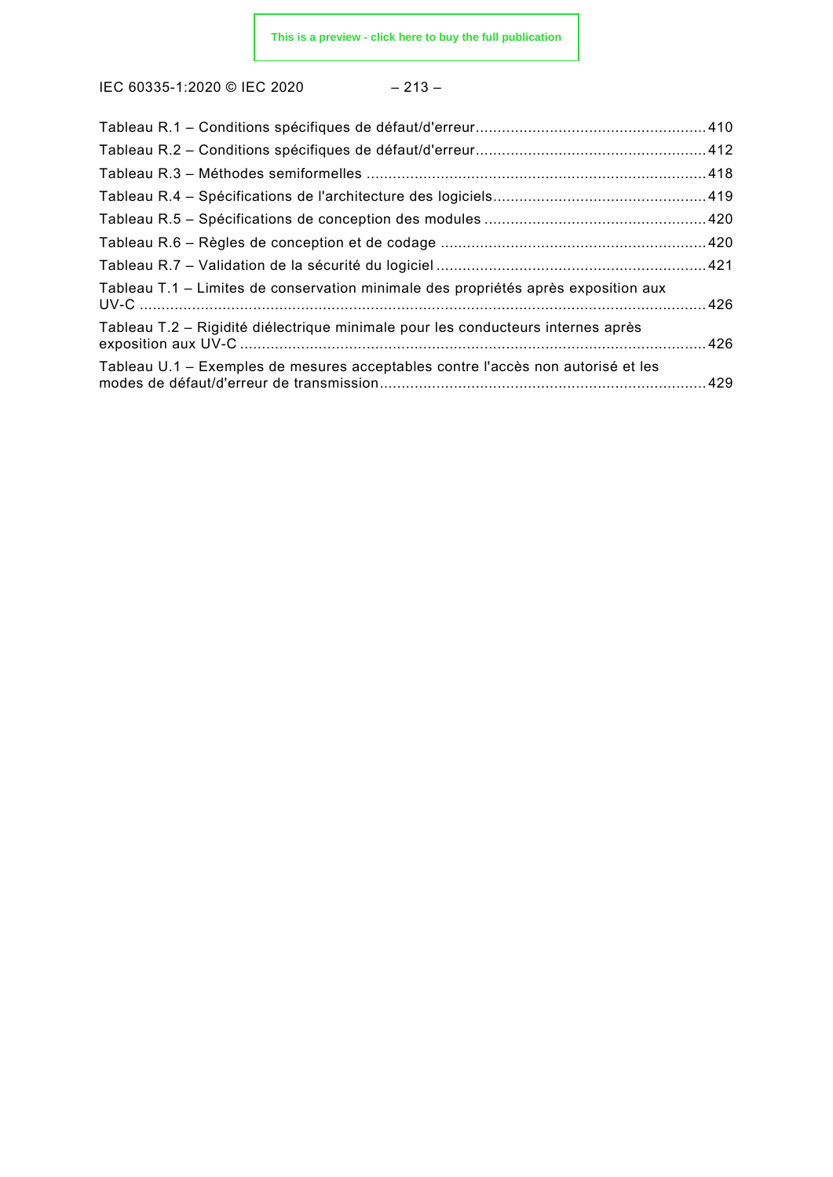Tableau R.1 – Conditions spécifiques de défaut/d'erreur .................................................... 410
Tableau R.2 – Conditions spécifiques de défaut/d'erreur .................................................... 412
Tableau R.3 – Méthodes semiformelles ............................................................................. 418
Tableau R.4 – Spécifications de l'architecture des logiciels ................................................ 419
Tableau R.5 – Spécifications de conception des modules .................................................. 420
Tableau R.6 – Règles de conception et de codage ............................................................ 420
Tableau R.7 – Validation de la sécurité du logiciel ............................................................. 421
Tableau T.1 – Limites de conservation minimale des propriétés après exposition aux UV-C ...................................................................................................................................... 426
Tableau T.2 – Rigidité diélectrique minimale pour les conducteurs internes après exposition aux UV-C ............................................................................................................ 426
Tableau U.1 – Exemples de mesures acceptables contre l'accès non autorisé et les modes de défaut/d'erreur de transmission ........................................................................... 429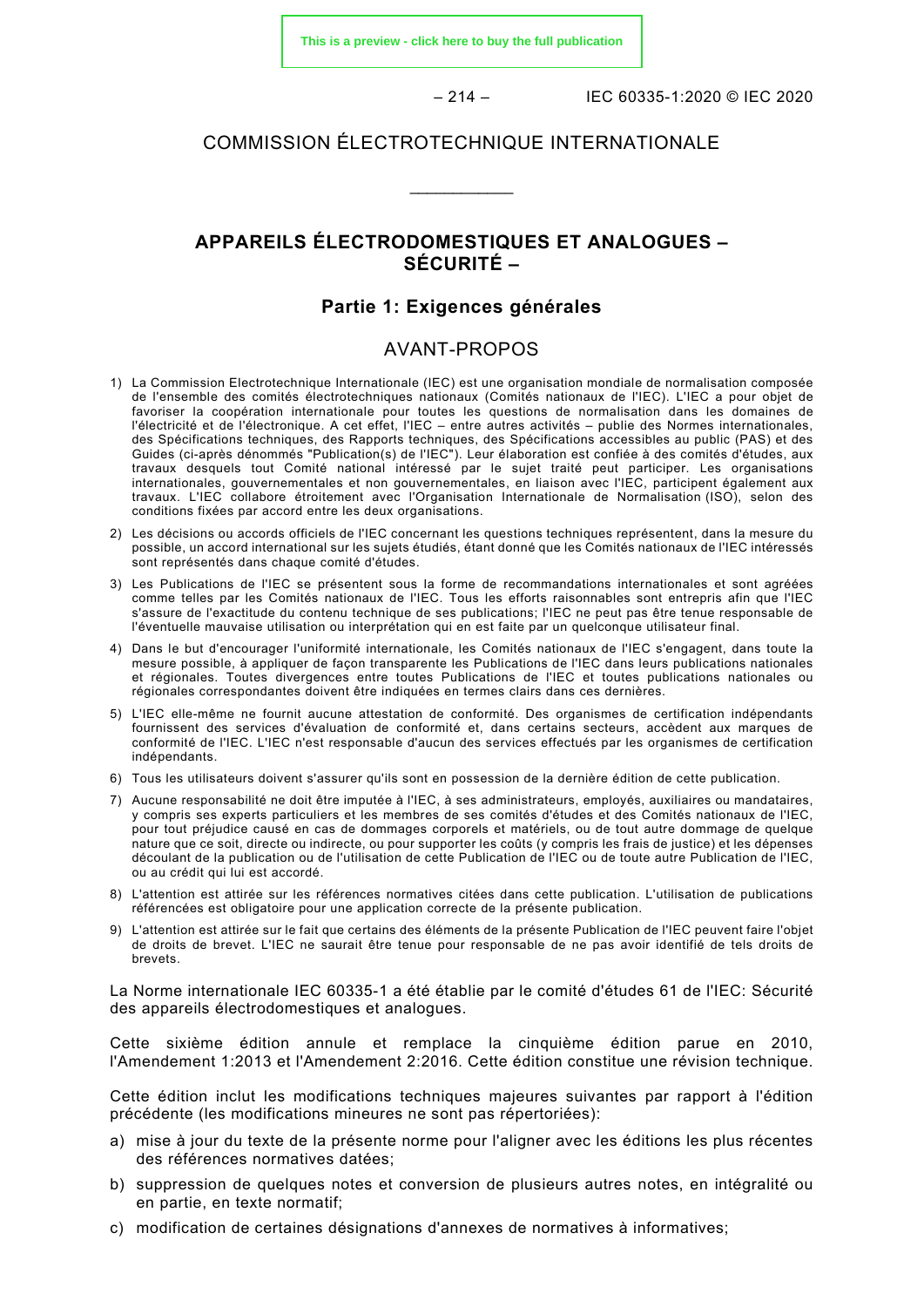COMMISSION ÉLECTROTECHNIQUE INTERNATIONALE

\_\_\_\_\_\_\_\_\_\_\_\_

# APPAREILS ÉLECTRODOMESTIQUES ET ANALOGUES – SÉCURITÉ –

## Partie 1: Exigences générales

## AVANT-PROPOS

1) La Commission Electrotechnique Internationale (IEC) est une organisation mondiale de normalisation composée de l'ensemble des comités électrotechniques nationaux (Comités nationaux de l'IEC). L'IEC a pour objet de favoriser la coopération internationale pour toutes les questions de normalisation dans les domaines de l'électricité et de l'électronique. A cet effet, l'IEC – entre autres activités – publie des Normes internationales, des Spécifications techniques, des Rapports techniques, des Spécifications accessibles au public (PAS) et des Guides (ci-après dénommés "Publication(s) de l'IEC"). Leur élaboration est confiée à des comités d'études, aux travaux desquels tout Comité national intéressé par le sujet traité peut participer. Les organisations internationales, gouvernementales et non gouvernementales, en liaison avec l'IEC, participent également aux travaux. L'IEC collabore étroitement avec l'Organisation Internationale de Normalisation (ISO), selon des conditions fixées par accord entre les deux organisations.
2) Les décisions ou accords officiels de l'IEC concernant les questions techniques représentent, dans la mesure du possible, un accord international sur les sujets étudiés, étant donné que les Comités nationaux de l'IEC intéressés sont représentés dans chaque comité d'études.
3) Les Publications de l'IEC se présentent sous la forme de recommandations internationales et sont agréées comme telles par les Comités nationaux de l'IEC. Tous les efforts raisonnables sont entrepris afin que l'IEC s'assure de l'exactitude du contenu technique de ses publications; l'IEC ne peut pas être tenue responsable de l'éventuelle mauvaise utilisation ou interprétation qui en est faite par un quelconque utilisateur final.
4) Dans le but d'encourager l'uniformité internationale, les Comités nationaux de l'IEC s'engagent, dans toute la mesure possible, à appliquer de façon transparente les Publications de l'IEC dans leurs publications nationales et régionales. Toutes divergences entre toutes Publications de l'IEC et toutes publications nationales ou régionales correspondantes doivent être indiquées en termes clairs dans ces dernières.
5) L'IEC elle-même ne fournit aucune attestation de conformité. Des organismes de certification indépendants fournissent des services d'évaluation de conformité et, dans certains secteurs, accèdent aux marques de conformité de l'IEC. L'IEC n'est responsable d'aucun des services effectués par les organismes de certification indépendants.
6) Tous les utilisateurs doivent s'assurer qu'ils sont en possession de la dernière édition de cette publication.
7) Aucune responsabilité ne doit être imputée à l'IEC, à ses administrateurs, employés, auxiliaires ou mandataires, y compris ses experts particuliers et les membres de ses comités d'études et des Comités nationaux de l'IEC, pour tout préjudice causé en cas de dommages corporels et matériels, ou de tout autre dommage de quelque nature que ce soit, directe ou indirecte, ou pour supporter les coûts (y compris les frais de justice) et les dépenses découlant de la publication ou de l'utilisation de cette Publication de l'IEC ou de toute autre Publication de l'IEC, ou au crédit qui lui est accordé.
8) L'attention est attirée sur les références normatives citées dans cette publication. L'utilisation de publications référencées est obligatoire pour une application correcte de la présente publication.
9) L'attention est attirée sur le fait que certains des éléments de la présente Publication de l'IEC peuvent faire l'objet de droits de brevet. L'IEC ne saurait être tenue pour responsable de ne pas avoir identifié de tels droits de brevets.

La Norme internationale IEC 60335-1 a été établie par le comité d'études 61 de l'IEC: Sécurité des appareils électrodomestiques et analogues.

Cette sixième édition annule et remplace la cinquième édition parue en 2010, l'Amendement 1:2013 et l'Amendement 2:2016. Cette édition constitue une révision technique.

Cette édition inclut les modifications techniques majeures suivantes par rapport à l'édition précédente (les modifications mineures ne sont pas répertoriées):

a) mise à jour du texte de la présente norme pour l'aligner avec les éditions les plus récentes des références normatives datées;
b) suppression de quelques notes et conversion de plusieurs autres notes, en intégralité ou en partie, en texte normatif;
c) modification de certaines désignations d'annexes de normatives à informatives;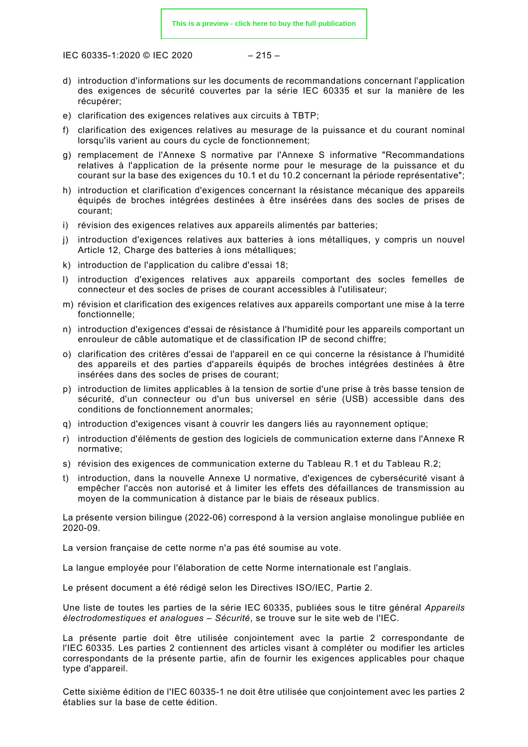d) introduction d'informations sur les documents de recommandations concernant l'application des exigences de sécurité couvertes par la série IEC 60335 et sur la manière de les récupérer;

e) clarification des exigences relatives aux circuits à TBTP;

f) clarification des exigences relatives au mesurage de la puissance et du courant nominal lorsqu'ils varient au cours du cycle de fonctionnement;

g) remplacement de l'Annexe S normative par l'Annexe S informative "Recommandations relatives à l'application de la présente norme pour le mesurage de la puissance et du courant sur la base des exigences du 10.1 et du 10.2 concernant la période représentative";

h) introduction et clarification d'exigences concernant la résistance mécanique des appareils équipés de broches intégrées destinées à être insérées dans des socles de prises de courant;

i) révision des exigences relatives aux appareils alimentés par batteries;

j) introduction d'exigences relatives aux batteries à ions métalliques, y compris un nouvel Article 12, Charge des batteries à ions métalliques;

k) introduction de l'application du calibre d'essai 18;

l) introduction d'exigences relatives aux appareils comportant des socles femelles de connecteur et des socles de prises de courant accessibles à l'utilisateur;

m) révision et clarification des exigences relatives aux appareils comportant une mise à la terre fonctionnelle;

n) introduction d'exigences d'essai de résistance à l'humidité pour les appareils comportant un enrouleur de câble automatique et de classification IP de second chiffre;

o) clarification des critères d'essai de l'appareil en ce qui concerne la résistance à l'humidité des appareils et des parties d'appareils équipés de broches intégrées destinées à être insérées dans des socles de prises de courant;

p) introduction de limites applicables à la tension de sortie d'une prise à très basse tension de sécurité, d'un connecteur ou d'un bus universel en série (USB) accessible dans des conditions de fonctionnement anormales;

q) introduction d'exigences visant à couvrir les dangers liés au rayonnement optique;

r) introduction d'éléments de gestion des logiciels de communication externe dans l'Annexe R normative;

s) révision des exigences de communication externe du Tableau R.1 et du Tableau R.2;

t) introduction, dans la nouvelle Annexe U normative, d'exigences de cybersécurité visant à empêcher l'accès non autorisé et à limiter les effets des défaillances de transmission au moyen de la communication à distance par le biais de réseaux publics.

La présente version bilingue (2022-06) correspond à la version anglaise monolingue publiée en 2020-09.

La version française de cette norme n'a pas été soumise au vote.

La langue employée pour l'élaboration de cette Norme internationale est l'anglais.

Le présent document a été rédigé selon les Directives ISO/IEC, Partie 2.

Une liste de toutes les parties de la série IEC 60335, publiées sous le titre général *Appareils électrodomestiques et analogues – Sécurité*, se trouve sur le site web de l'IEC.

La présente partie doit être utilisée conjointement avec la partie 2 correspondante de l'IEC 60335. Les parties 2 contiennent des articles visant à compléter ou modifier les articles correspondants de la présente partie, afin de fournir les exigences applicables pour chaque type d'appareil.

Cette sixième édition de l'IEC 60335-1 ne doit être utilisée que conjointement avec les parties 2 établies sur la base de cette édition.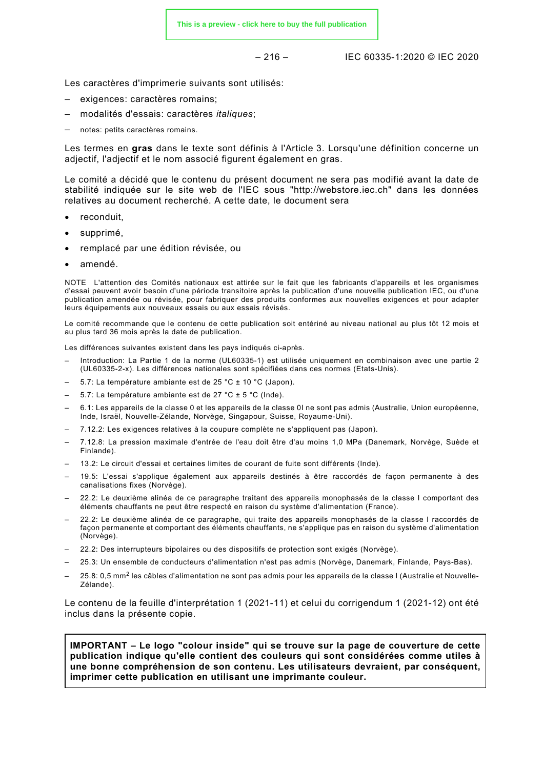Les caractères d'imprimerie suivants sont utilisés:

– exigences: caractères romains;
– modalités d'essais: caractères *italiques*;
– notes: petits caractères romains.

Les termes en **gras** dans le texte sont définis à l'Article 3. Lorsqu'une définition concerne un adjectif, l'adjectif et le nom associé figurent également en gras.

Le comité a décidé que le contenu du présent document ne sera pas modifié avant la date de stabilité indiquée sur le site web de l'IEC sous "http://webstore.iec.ch" dans les données relatives au document recherché. A cette date, le document sera

- reconduit,
- supprimé,
- remplacé par une édition révisée, ou
- amendé.

NOTE L'attention des Comités nationaux est attirée sur le fait que les fabricants d'appareils et les organismes d'essai peuvent avoir besoin d'une période transitoire après la publication d'une nouvelle publication IEC, ou d'une publication amendée ou révisée, pour fabriquer des produits conformes aux nouvelles exigences et pour adapter leurs équipements aux nouveaux essais ou aux essais révisés.

Le comité recommande que le contenu de cette publication soit entériné au niveau national au plus tôt 12 mois et au plus tard 36 mois après la date de publication.

Les différences suivantes existent dans les pays indiqués ci-après.

– Introduction: La Partie 1 de la norme (UL60335-1) est utilisée uniquement en combinaison avec une partie 2 (UL60335-2-x). Les différences nationales sont spécifiées dans ces normes (Etats-Unis).
– 5.7: La température ambiante est de 25 °C ± 10 °C (Japon).
– 5.7: La température ambiante est de 27 °C ± 5 °C (Inde).
– 6.1: Les appareils de la classe 0 et les appareils de la classe 0I ne sont pas admis (Australie, Union européenne, Inde, Israël, Nouvelle-Zélande, Norvège, Singapour, Suisse, Royaume-Uni).
– 7.12.2: Les exigences relatives à la coupure complète ne s'appliquent pas (Japon).
– 7.12.8: La pression maximale d'entrée de l'eau doit être d'au moins 1,0 MPa (Danemark, Norvège, Suède et Finlande).
– 13.2: Le circuit d'essai et certaines limites de courant de fuite sont différents (Inde).
– 19.5: L'essai s'applique également aux appareils destinés à être raccordés de façon permanente à des canalisations fixes (Norvège).
– 22.2: Le deuxième alinéa de ce paragraphe traitant des appareils monophasés de la classe I comportant des éléments chauffants ne peut être respecté en raison du système d'alimentation (France).
– 22.2: Le deuxième alinéa de ce paragraphe, qui traite des appareils monophasés de la classe I raccordés de façon permanente et comportant des éléments chauffants, ne s'applique pas en raison du système d'alimentation (Norvège).
– 22.2: Des interrupteurs bipolaires ou des dispositifs de protection sont exigés (Norvège).
– 25.3: Un ensemble de conducteurs d'alimentation n'est pas admis (Norvège, Danemark, Finlande, Pays-Bas).
– 25.8: 0,5 $mm^2$ les câbles d'alimentation ne sont pas admis pour les appareils de la classe I (Australie et Nouvelle-Zélande).

Le contenu de la feuille d'interprétation 1 (2021-11) et celui du corrigendum 1 (2021-12) ont été inclus dans la présente copie.

**IMPORTANT – Le logo "colour inside" qui se trouve sur la page de couverture de cette publication indique qu'elle contient des couleurs qui sont considérées comme utiles à une bonne compréhension de son contenu. Les utilisateurs devraient, par conséquent, imprimer cette publication en utilisant une imprimante couleur.**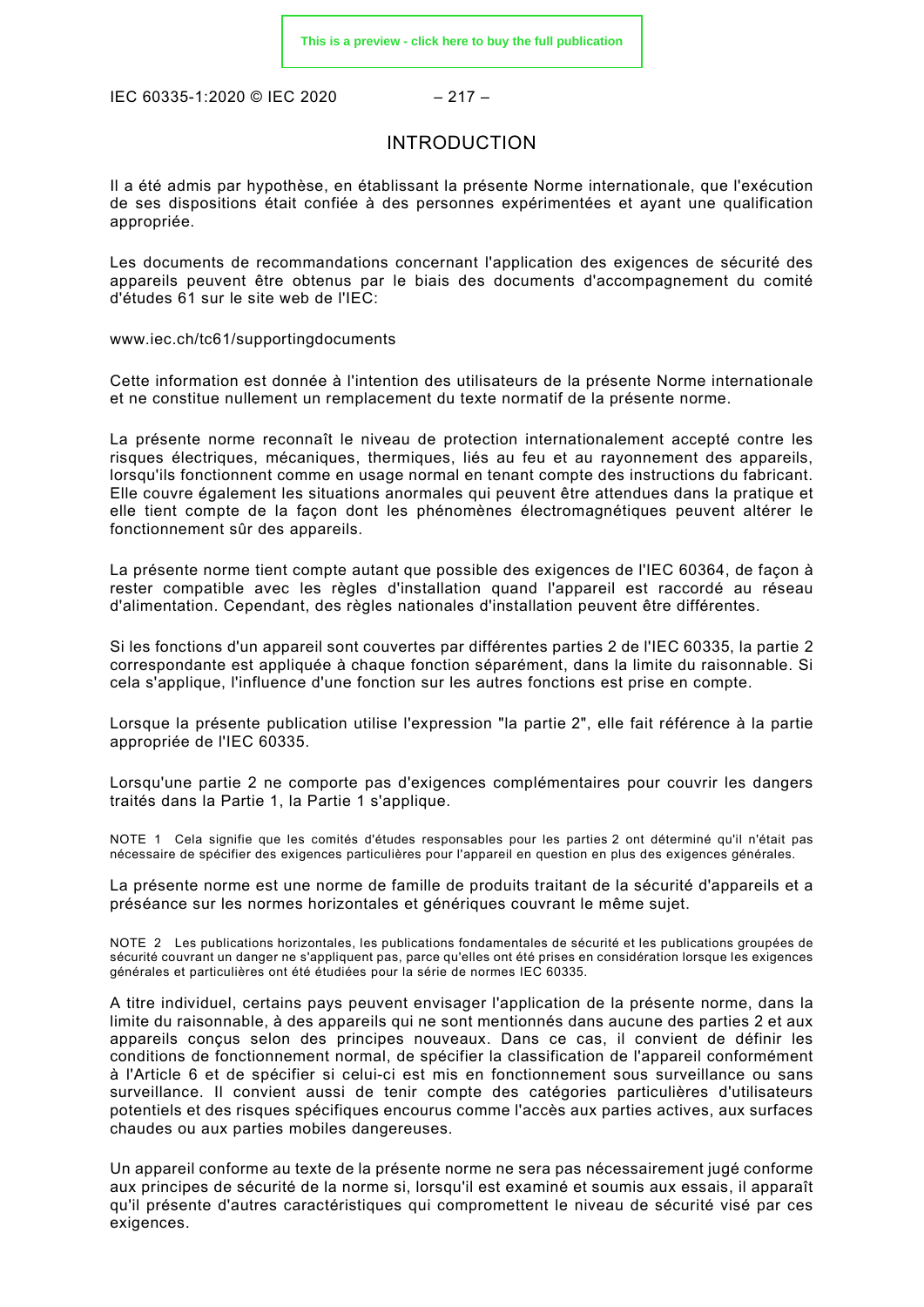# INTRODUCTION

Il a été admis par hypothèse, en établissant la présente Norme internationale, que l'exécution de ses dispositions était confiée à des personnes expérimentées et ayant une qualification appropriée.

Les documents de recommandations concernant l'application des exigences de sécurité des appareils peuvent être obtenus par le biais des documents d'accompagnement du comité d'études 61 sur le site web de l'IEC:

www.iec.ch/tc61/supportingdocuments

Cette information est donnée à l'intention des utilisateurs de la présente Norme internationale et ne constitue nullement un remplacement du texte normatif de la présente norme.

La présente norme reconnaît le niveau de protection internationalement accepté contre les risques électriques, mécaniques, thermiques, liés au feu et au rayonnement des appareils, lorsqu'ils fonctionnent comme en usage normal en tenant compte des instructions du fabricant. Elle couvre également les situations anormales qui peuvent être attendues dans la pratique et elle tient compte de la façon dont les phénomènes électromagnétiques peuvent altérer le fonctionnement sûr des appareils.

La présente norme tient compte autant que possible des exigences de l'IEC 60364, de façon à rester compatible avec les règles d'installation quand l'appareil est raccordé au réseau d'alimentation. Cependant, des règles nationales d'installation peuvent être différentes.

Si les fonctions d'un appareil sont couvertes par différentes parties 2 de l'IEC 60335, la partie 2 correspondante est appliquée à chaque fonction séparément, dans la limite du raisonnable. Si cela s'applique, l'influence d'une fonction sur les autres fonctions est prise en compte.

Lorsque la présente publication utilise l'expression "la partie 2", elle fait référence à la partie appropriée de l'IEC 60335.

Lorsqu'une partie 2 ne comporte pas d'exigences complémentaires pour couvrir les dangers traités dans la Partie 1, la Partie 1 s'applique.

NOTE 1 Cela signifie que les comités d'études responsables pour les parties 2 ont déterminé qu'il n'était pas nécessaire de spécifier des exigences particulières pour l'appareil en question en plus des exigences générales.

La présente norme est une norme de famille de produits traitant de la sécurité d'appareils et a préséance sur les normes horizontales et génériques couvrant le même sujet.

NOTE 2 Les publications horizontales, les publications fondamentales de sécurité et les publications groupées de sécurité couvrant un danger ne s'appliquent pas, parce qu'elles ont été prises en considération lorsque les exigences générales et particulières ont été étudiées pour la série de normes IEC 60335.

A titre individuel, certains pays peuvent envisager l'application de la présente norme, dans la limite du raisonnable, à des appareils qui ne sont mentionnés dans aucune des parties 2 et aux appareils conçus selon des principes nouveaux. Dans ce cas, il convient de définir les conditions de fonctionnement normal, de spécifier la classification de l'appareil conformément à l'Article 6 et de spécifier si celui-ci est mis en fonctionnement sous surveillance ou sans surveillance. Il convient aussi de tenir compte des catégories particulières d'utilisateurs potentiels et des risques spécifiques encourus comme l'accès aux parties actives, aux surfaces chaudes ou aux parties mobiles dangereuses.

Un appareil conforme au texte de la présente norme ne sera pas nécessairement jugé conforme aux principes de sécurité de la norme si, lorsqu'il est examiné et soumis aux essais, il apparaît qu'il présente d'autres caractéristiques qui compromettent le niveau de sécurité visé par ces exigences.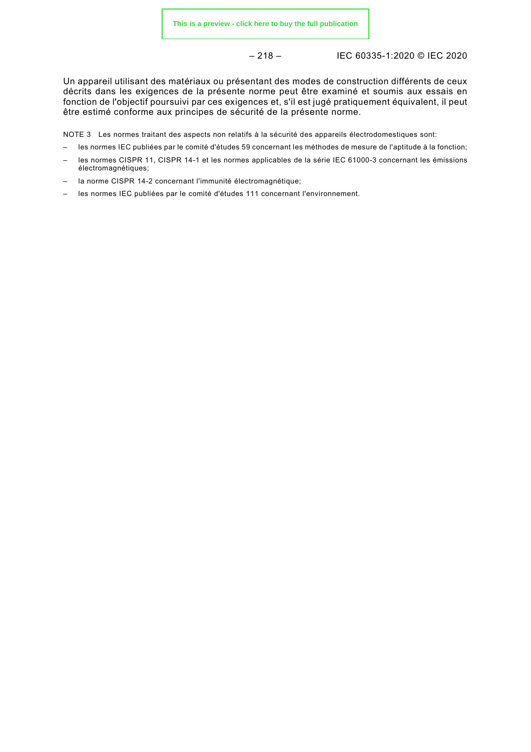Un appareil utilisant des matériaux ou présentant des modes de construction différents de ceux décrits dans les exigences de la présente norme peut être examiné et soumis aux essais en fonction de l'objectif poursuivi par ces exigences et, s'il est jugé pratiquement équivalent, il peut être estimé conforme aux principes de sécurité de la présente norme.

NOTE 3 Les normes traitant des aspects non relatifs à la sécurité des appareils électrodomestiques sont:

- les normes IEC publiées par le comité d'études 59 concernant les méthodes de mesure de l'aptitude à la fonction;
- les normes CISPR 11, CISPR 14-1 et les normes applicables de la série IEC 61000-3 concernant les émissions électromagnétiques;
- la norme CISPR 14-2 concernant l'immunité électromagnétique;
- les normes IEC publiées par le comité d'études 111 concernant l'environnement.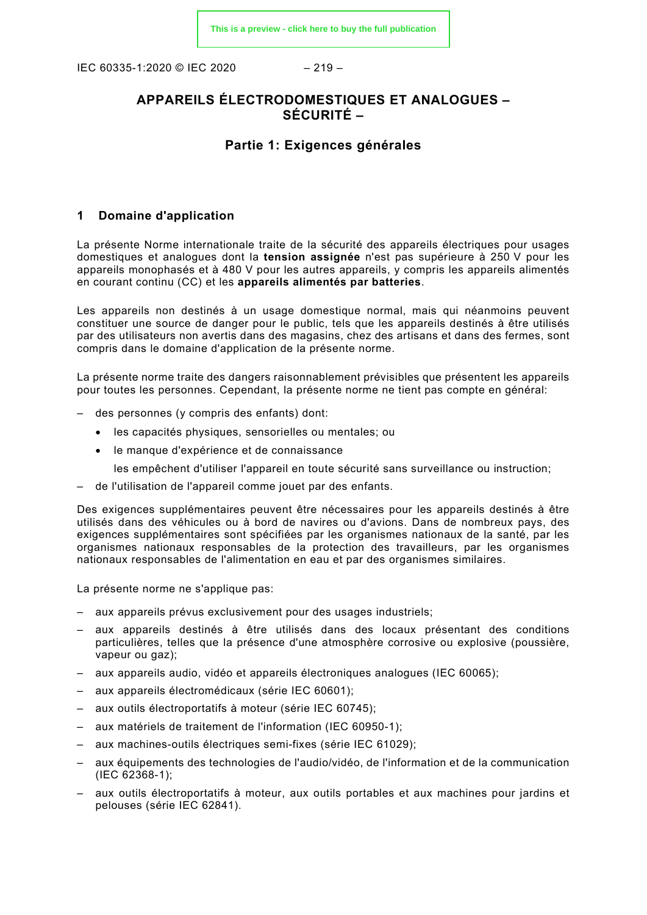# APPAREILS ÉLECTRODOMESTIQUES ET ANALOGUES – SÉCURITÉ –

## Partie 1: Exigences générales

## 1 Domaine d'application

La présente Norme internationale traite de la sécurité des appareils électriques pour usages domestiques et analogues dont la **tension assignée** n'est pas supérieure à 250 V pour les appareils monophasés et à 480 V pour les autres appareils, y compris les appareils alimentés en courant continu (CC) et les **appareils alimentés par batteries**.

Les appareils non destinés à un usage domestique normal, mais qui néanmoins peuvent constituer une source de danger pour le public, tels que les appareils destinés à être utilisés par des utilisateurs non avertis dans des magasins, chez des artisans et dans des fermes, sont compris dans le domaine d'application de la présente norme.

La présente norme traite des dangers raisonnablement prévisibles que présentent les appareils pour toutes les personnes. Cependant, la présente norme ne tient pas compte en général:

– des personnes (y compris des enfants) dont:
  - les capacités physiques, sensorielles ou mentales; ou
  - le manque d'expérience et de connaissance

  les empêchent d'utiliser l'appareil en toute sécurité sans surveillance ou instruction;
– de l'utilisation de l'appareil comme jouet par des enfants.

Des exigences supplémentaires peuvent être nécessaires pour les appareils destinés à être utilisés dans des véhicules ou à bord de navires ou d'avions. Dans de nombreux pays, des exigences supplémentaires sont spécifiées par les organismes nationaux de la santé, par les organismes nationaux responsables de la protection des travailleurs, par les organismes nationaux responsables de l'alimentation en eau et par des organismes similaires.

La présente norme ne s'applique pas:

– aux appareils prévus exclusivement pour des usages industriels;
– aux appareils destinés à être utilisés dans des locaux présentant des conditions particulières, telles que la présence d'une atmosphère corrosive ou explosive (poussière, vapeur ou gaz);
– aux appareils audio, vidéo et appareils électroniques analogues (IEC 60065);
– aux appareils électromédicaux (série IEC 60601);
– aux outils électroportatifs à moteur (série IEC 60745);
– aux matériels de traitement de l'information (IEC 60950-1);
– aux machines-outils électriques semi-fixes (série IEC 61029);
– aux équipements des technologies de l'audio/vidéo, de l'information et de la communication (IEC 62368-1);
– aux outils électroportatifs à moteur, aux outils portables et aux machines pour jardins et pelouses (série IEC 62841).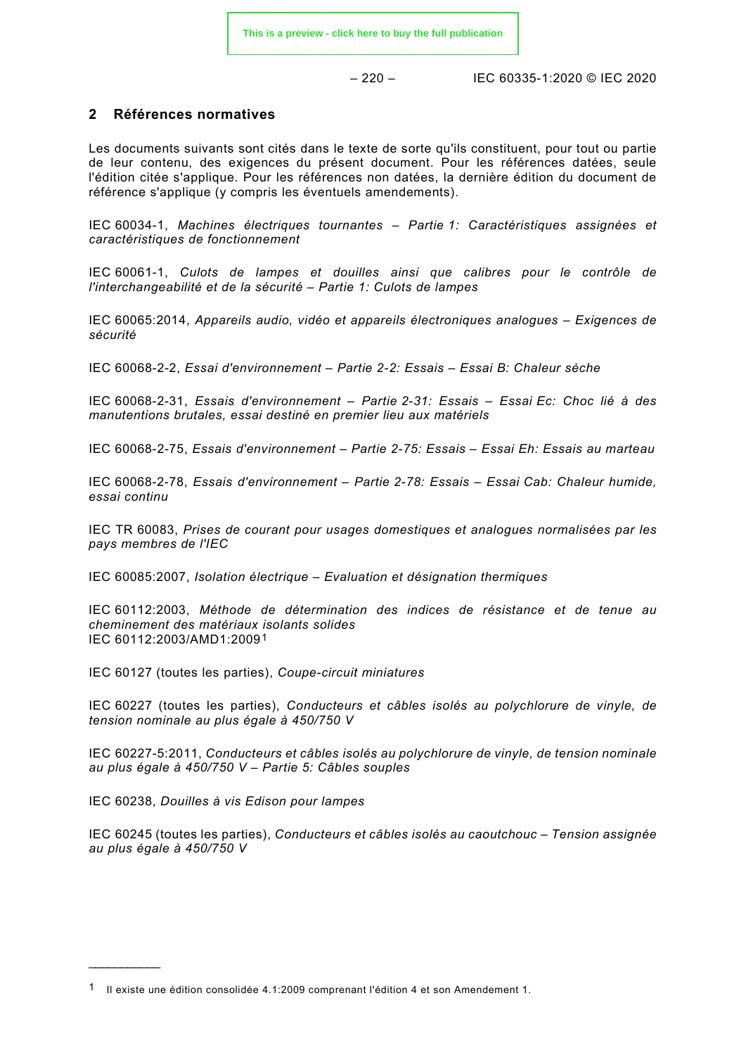## 2 Références normatives

Les documents suivants sont cités dans le texte de sorte qu'ils constituent, pour tout ou partie de leur contenu, des exigences du présent document. Pour les références datées, seule l'édition citée s'applique. Pour les références non datées, la dernière édition du document de référence s'applique (y compris les éventuels amendements).

IEC 60034-1, *Machines électriques tournantes – Partie 1: Caractéristiques assignées et caractéristiques de fonctionnement*

IEC 60061-1, *Culots de lampes et douilles ainsi que calibres pour le contrôle de l'interchangeabilité et de la sécurité – Partie 1: Culots de lampes*

IEC 60065:2014, *Appareils audio, vidéo et appareils électroniques analogues – Exigences de sécurité*

IEC 60068-2-2, *Essai d'environnement – Partie 2-2: Essais – Essai B: Chaleur sèche*

IEC 60068-2-31, *Essais d'environnement – Partie 2-31: Essais – Essai Ec: Choc lié à des manutentions brutales, essai destiné en premier lieu aux matériels*

IEC 60068-2-75, *Essais d'environnement – Partie 2-75: Essais – Essai Eh: Essais au marteau*

IEC 60068-2-78, *Essais d'environnement – Partie 2-78: Essais – Essai Cab: Chaleur humide, essai continu*

IEC TR 60083, *Prises de courant pour usages domestiques et analogues normalisées par les pays membres de l'IEC*

IEC 60085:2007, *Isolation électrique – Evaluation et désignation thermiques*

IEC 60112:2003, *Méthode de détermination des indices de résistance et de tenue au cheminement des matériaux isolants solides*
IEC 60112:2003/AMD1:2009[1]

IEC 60127 (toutes les parties), *Coupe-circuit miniatures*

IEC 60227 (toutes les parties), *Conducteurs et câbles isolés au polychlorure de vinyle, de tension nominale au plus égale à 450/750 V*

IEC 60227-5:2011, *Conducteurs et câbles isolés au polychlorure de vinyle, de tension nominale au plus égale à 450/750 V – Partie 5: Câbles souples*

IEC 60238, *Douilles à vis Edison pour lampes*

IEC 60245 (toutes les parties), *Conducteurs et câbles isolés au caoutchouc – Tension assignée au plus égale à 450/750 V*

---

[1] Il existe une édition consolidée 4.1:2009 comprenant l'édition 4 et son Amendement 1.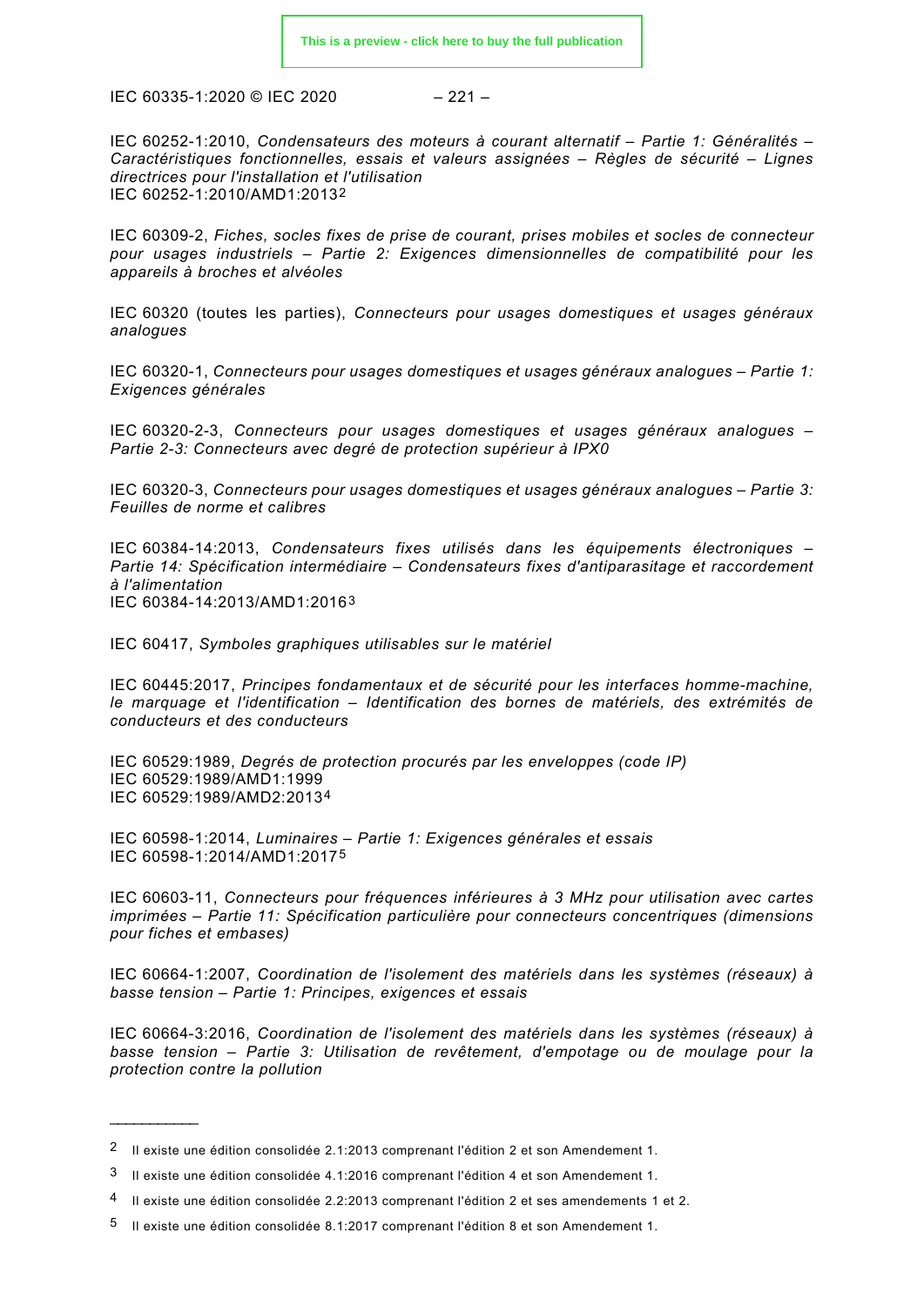IEC 60252-1:2010, *Condensateurs des moteurs à courant alternatif – Partie 1: Généralités – Caractéristiques fonctionnelles, essais et valeurs assignées – Règles de sécurité – Lignes directrices pour l'installation et l'utilisation*
IEC 60252-1:2010/AMD1:2013[2]

IEC 60309-2, *Fiches, socles fixes de prise de courant, prises mobiles et socles de connecteur pour usages industriels – Partie 2: Exigences dimensionnelles de compatibilité pour les appareils à broches et alvéoles*

IEC 60320 (toutes les parties), *Connecteurs pour usages domestiques et usages généraux analogues*

IEC 60320-1, *Connecteurs pour usages domestiques et usages généraux analogues – Partie 1: Exigences générales*

IEC 60320-2-3, *Connecteurs pour usages domestiques et usages généraux analogues – Partie 2-3: Connecteurs avec degré de protection supérieur à IPX0*

IEC 60320-3, *Connecteurs pour usages domestiques et usages généraux analogues – Partie 3: Feuilles de norme et calibres*

IEC 60384-14:2013, *Condensateurs fixes utilisés dans les équipements électroniques – Partie 14: Spécification intermédiaire – Condensateurs fixes d'antiparasitage et raccordement à l'alimentation*
IEC 60384-14:2013/AMD1:2016[3]

IEC 60417, *Symboles graphiques utilisables sur le matériel*

IEC 60445:2017, *Principes fondamentaux et de sécurité pour les interfaces homme-machine, le marquage et l'identification – Identification des bornes de matériels, des extrémités de conducteurs et des conducteurs*

IEC 60529:1989, *Degrés de protection procurés par les enveloppes (code IP)*
IEC 60529:1989/AMD1:1999
IEC 60529:1989/AMD2:2013[4]

IEC 60598-1:2014, *Luminaires – Partie 1: Exigences générales et essais*
IEC 60598-1:2014/AMD1:2017[5]

IEC 60603-11, *Connecteurs pour fréquences inférieures à 3 MHz pour utilisation avec cartes imprimées – Partie 11: Spécification particulière pour connecteurs concentriques (dimensions pour fiches et embases)*

IEC 60664-1:2007, *Coordination de l'isolement des matériels dans les systèmes (réseaux) à basse tension – Partie 1: Principes, exigences et essais*

IEC 60664-3:2016, *Coordination de l'isolement des matériels dans les systèmes (réseaux) à basse tension – Partie 3: Utilisation de revêtement, d'empotage ou de moulage pour la protection contre la pollution*

---

[2] Il existe une édition consolidée 2.1:2013 comprenant l'édition 2 et son Amendement 1.

[3] Il existe une édition consolidée 4.1:2016 comprenant l'édition 4 et son Amendement 1.

[4] Il existe une édition consolidée 2.2:2013 comprenant l'édition 2 et ses amendements 1 et 2.

[5] Il existe une édition consolidée 8.1:2017 comprenant l'édition 8 et son Amendement 1.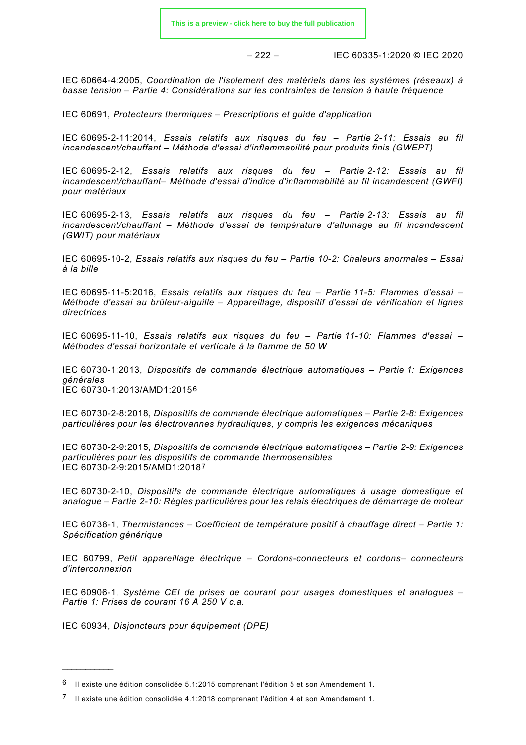IEC 60664-4:2005, *Coordination de l'isolement des matériels dans les systèmes (réseaux) à basse tension – Partie 4: Considérations sur les contraintes de tension à haute fréquence*

IEC 60691, *Protecteurs thermiques – Prescriptions et guide d'application*

IEC 60695-2-11:2014, *Essais relatifs aux risques du feu – Partie 2-11: Essais au fil incandescent/chauffant – Méthode d'essai d'inflammabilité pour produits finis (GWEPT)*

IEC 60695-2-12, *Essais relatifs aux risques du feu – Partie 2-12: Essais au fil incandescent/chauffant– Méthode d'essai d'indice d'inflammabilité au fil incandescent (GWFI) pour matériaux*

IEC 60695-2-13, *Essais relatifs aux risques du feu – Partie 2-13: Essais au fil incandescent/chauffant – Méthode d'essai de température d'allumage au fil incandescent (GWIT) pour matériaux*

IEC 60695-10-2, *Essais relatifs aux risques du feu – Partie 10-2: Chaleurs anormales – Essai à la bille*

IEC 60695-11-5:2016, *Essais relatifs aux risques du feu – Partie 11-5: Flammes d'essai – Méthode d'essai au brûleur-aiguille – Appareillage, dispositif d'essai de vérification et lignes directrices*

IEC 60695-11-10, *Essais relatifs aux risques du feu – Partie 11-10: Flammes d'essai – Méthodes d'essai horizontale et verticale à la flamme de 50 W*

IEC 60730-1:2013, *Dispositifs de commande électrique automatiques – Partie 1: Exigences générales*
IEC 60730-1:2013/AMD1:2015[6]

IEC 60730-2-8:2018, *Dispositifs de commande électrique automatiques – Partie 2-8: Exigences particulières pour les électrovannes hydrauliques, y compris les exigences mécaniques*

IEC 60730-2-9:2015, *Dispositifs de commande électrique automatiques – Partie 2-9: Exigences particulières pour les dispositifs de commande thermosensibles*
IEC 60730-2-9:2015/AMD1:2018[7]

IEC 60730-2-10, *Dispositifs de commande électrique automatiques à usage domestique et analogue – Partie 2-10: Règles particulières pour les relais électriques de démarrage de moteur*

IEC 60738-1, *Thermistances – Coefficient de température positif à chauffage direct – Partie 1: Spécification générique*

IEC 60799, *Petit appareillage électrique – Cordons-connecteurs et cordons– connecteurs d'interconnexion*

IEC 60906-1, *Système CEI de prises de courant pour usages domestiques et analogues – Partie 1: Prises de courant 16 A 250 V c.a.*

IEC 60934, *Disjoncteurs pour équipement (DPE)*

---

[6] Il existe une édition consolidée 5.1:2015 comprenant l'édition 5 et son Amendement 1.

[7] Il existe une édition consolidée 4.1:2018 comprenant l'édition 4 et son Amendement 1.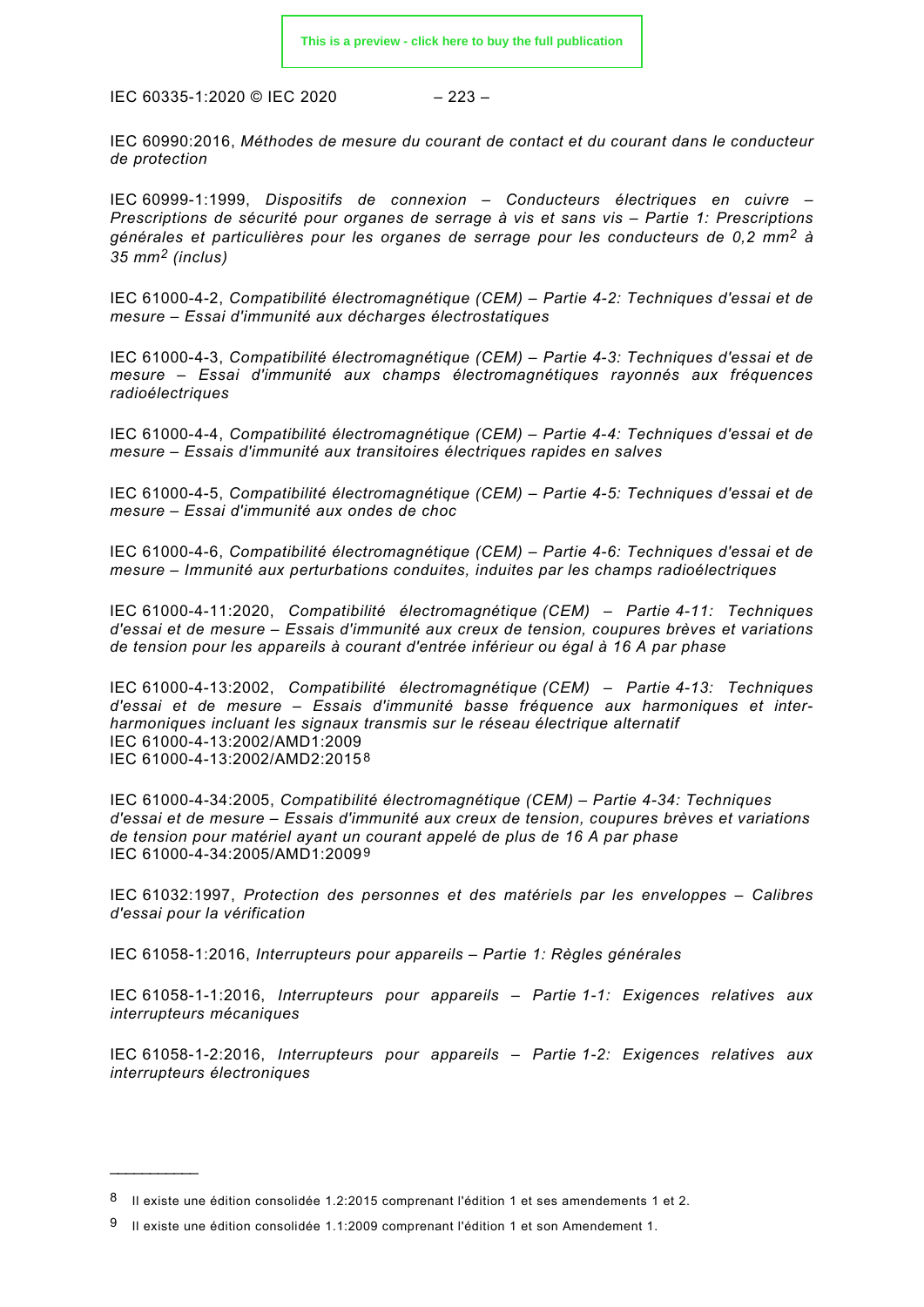IEC 60990:2016, *Méthodes de mesure du courant de contact et du courant dans le conducteur de protection*

IEC 60999-1:1999, *Dispositifs de connexion – Conducteurs électriques en cuivre – Prescriptions de sécurité pour organes de serrage à vis et sans vis – Partie 1: Prescriptions générales et particulières pour les organes de serrage pour les conducteurs de 0,2 mm$^2$ à 35 mm$^2$ (inclus)*

IEC 61000-4-2, *Compatibilité électromagnétique (CEM) – Partie 4-2: Techniques d'essai et de mesure – Essai d'immunité aux décharges électrostatiques*

IEC 61000-4-3, *Compatibilité électromagnétique (CEM) – Partie 4-3: Techniques d'essai et de mesure – Essai d'immunité aux champs électromagnétiques rayonnés aux fréquences radioélectriques*

IEC 61000-4-4, *Compatibilité électromagnétique (CEM) – Partie 4-4: Techniques d'essai et de mesure – Essais d'immunité aux transitoires électriques rapides en salves*

IEC 61000-4-5, *Compatibilité électromagnétique (CEM) – Partie 4-5: Techniques d'essai et de mesure – Essai d'immunité aux ondes de choc*

IEC 61000-4-6, *Compatibilité électromagnétique (CEM) – Partie 4-6: Techniques d'essai et de mesure – Immunité aux perturbations conduites, induites par les champs radioélectriques*

IEC 61000-4-11:2020, *Compatibilité électromagnétique (CEM) – Partie 4-11: Techniques d'essai et de mesure – Essais d'immunité aux creux de tension, coupures brèves et variations de tension pour les appareils à courant d'entrée inférieur ou égal à 16 A par phase*

IEC 61000-4-13:2002, *Compatibilité électromagnétique (CEM) – Partie 4-13: Techniques d'essai et de mesure – Essais d'immunité basse fréquence aux harmoniques et inter-harmoniques incluant les signaux transmis sur le réseau électrique alternatif*
IEC 61000-4-13:2002/AMD1:2009
IEC 61000-4-13:2002/AMD2:2015[8]

IEC 61000-4-34:2005, *Compatibilité électromagnétique (CEM) – Partie 4-34: Techniques d'essai et de mesure – Essais d'immunité aux creux de tension, coupures brèves et variations de tension pour matériel ayant un courant appelé de plus de 16 A par phase*
IEC 61000-4-34:2005/AMD1:2009[9]

IEC 61032:1997, *Protection des personnes et des matériels par les enveloppes – Calibres d'essai pour la vérification*

IEC 61058-1:2016, *Interrupteurs pour appareils – Partie 1: Règles générales*

IEC 61058-1-1:2016, *Interrupteurs pour appareils – Partie 1-1: Exigences relatives aux interrupteurs mécaniques*

IEC 61058-1-2:2016, *Interrupteurs pour appareils – Partie 1-2: Exigences relatives aux interrupteurs électroniques*

---

[8] Il existe une édition consolidée 1.2:2015 comprenant l'édition 1 et ses amendements 1 et 2.

[9] Il existe une édition consolidée 1.1:2009 comprenant l'édition 1 et son Amendement 1.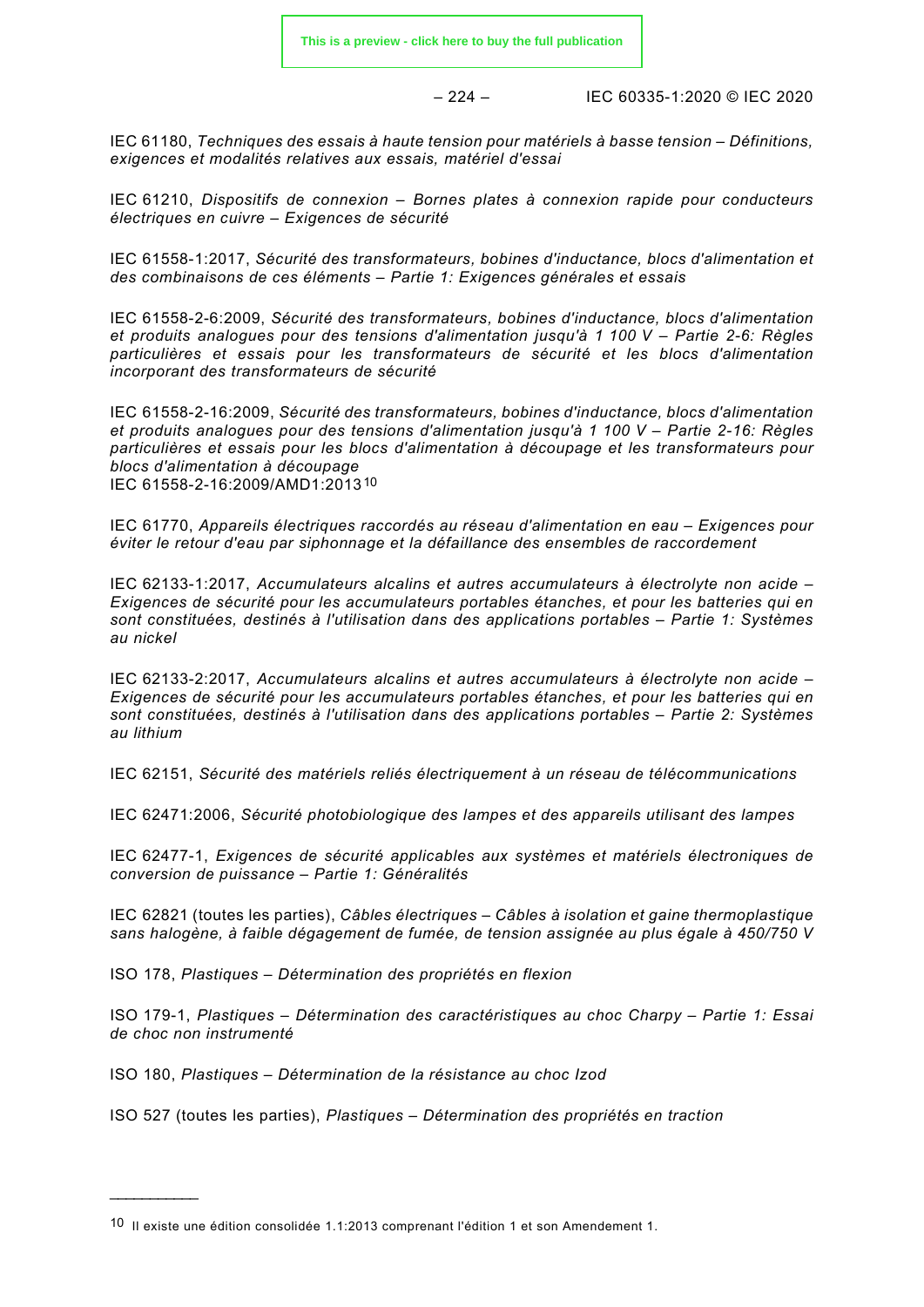IEC 61180, *Techniques des essais à haute tension pour matériels à basse tension – Définitions, exigences et modalités relatives aux essais, matériel d'essai*

IEC 61210, *Dispositifs de connexion – Bornes plates à connexion rapide pour conducteurs électriques en cuivre – Exigences de sécurité*

IEC 61558-1:2017, *Sécurité des transformateurs, bobines d'inductance, blocs d'alimentation et des combinaisons de ces éléments – Partie 1: Exigences générales et essais*

IEC 61558-2-6:2009, *Sécurité des transformateurs, bobines d'inductance, blocs d'alimentation et produits analogues pour des tensions d'alimentation jusqu'à 1 100 V – Partie 2-6: Règles particulières et essais pour les transformateurs de sécurité et les blocs d'alimentation incorporant des transformateurs de sécurité*

IEC 61558-2-16:2009, *Sécurité des transformateurs, bobines d'inductance, blocs d'alimentation et produits analogues pour des tensions d'alimentation jusqu'à 1 100 V – Partie 2-16: Règles particulières et essais pour les blocs d'alimentation à découpage et les transformateurs pour blocs d'alimentation à découpage*
IEC 61558-2-16:2009/AMD1:2013[10]

IEC 61770, *Appareils électriques raccordés au réseau d'alimentation en eau – Exigences pour éviter le retour d'eau par siphonnage et la défaillance des ensembles de raccordement*

IEC 62133-1:2017, *Accumulateurs alcalins et autres accumulateurs à électrolyte non acide – Exigences de sécurité pour les accumulateurs portables étanches, et pour les batteries qui en sont constituées, destinés à l'utilisation dans des applications portables – Partie 1: Systèmes au nickel*

IEC 62133-2:2017, *Accumulateurs alcalins et autres accumulateurs à électrolyte non acide – Exigences de sécurité pour les accumulateurs portables étanches, et pour les batteries qui en sont constituées, destinés à l'utilisation dans des applications portables – Partie 2: Systèmes au lithium*

IEC 62151, *Sécurité des matériels reliés électriquement à un réseau de télécommunications*

IEC 62471:2006, *Sécurité photobiologique des lampes et des appareils utilisant des lampes*

IEC 62477-1, *Exigences de sécurité applicables aux systèmes et matériels électroniques de conversion de puissance – Partie 1: Généralités*

IEC 62821 (toutes les parties), *Câbles électriques – Câbles à isolation et gaine thermoplastique sans halogène, à faible dégagement de fumée, de tension assignée au plus égale à 450/750 V*

ISO 178, *Plastiques – Détermination des propriétés en flexion*

ISO 179-1, *Plastiques – Détermination des caractéristiques au choc Charpy – Partie 1: Essai de choc non instrumenté*

ISO 180, *Plastiques – Détermination de la résistance au choc Izod*

ISO 527 (toutes les parties), *Plastiques – Détermination des propriétés en traction*

---

[10] Il existe une édition consolidée 1.1:2013 comprenant l'édition 1 et son Amendement 1.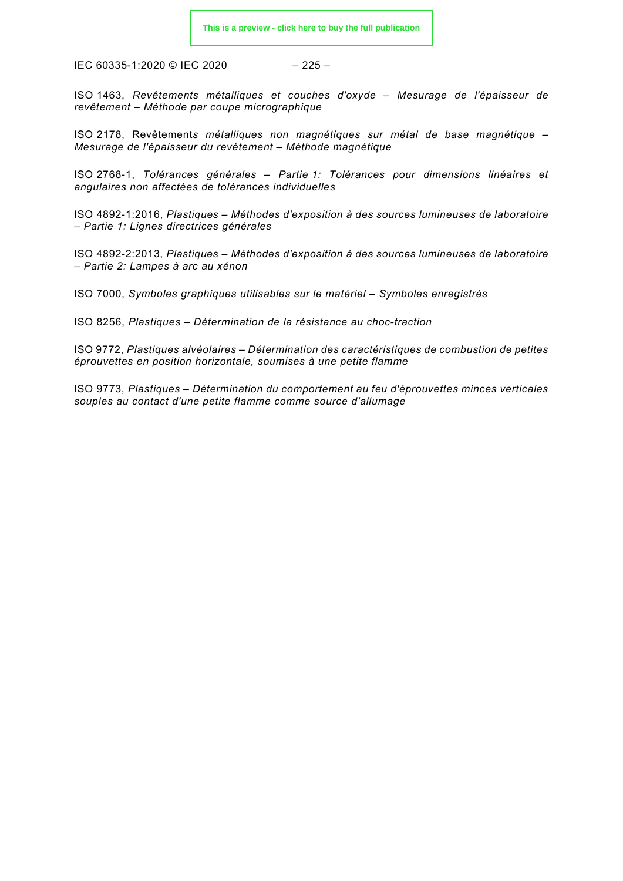ISO 1463, *Revêtements métalliques et couches d'oxyde – Mesurage de l'épaisseur de revêtement – Méthode par coupe micrographique*

ISO 2178, Revêtements *métalliques non magnétiques sur métal de base magnétique – Mesurage de l'épaisseur du revêtement – Méthode magnétique*

ISO 2768-1, *Tolérances générales – Partie 1: Tolérances pour dimensions linéaires et angulaires non affectées de tolérances individuelles*

ISO 4892-1:2016, *Plastiques – Méthodes d'exposition à des sources lumineuses de laboratoire – Partie 1: Lignes directrices générales*

ISO 4892-2:2013, *Plastiques – Méthodes d'exposition à des sources lumineuses de laboratoire – Partie 2: Lampes à arc au xénon*

ISO 7000, *Symboles graphiques utilisables sur le matériel – Symboles enregistrés*

ISO 8256, *Plastiques – Détermination de la résistance au choc-traction*

ISO 9772, *Plastiques alvéolaires – Détermination des caractéristiques de combustion de petites éprouvettes en position horizontale, soumises à une petite flamme*

ISO 9773, *Plastiques – Détermination du comportement au feu d'éprouvettes minces verticales souples au contact d'une petite flamme comme source d'allumage*